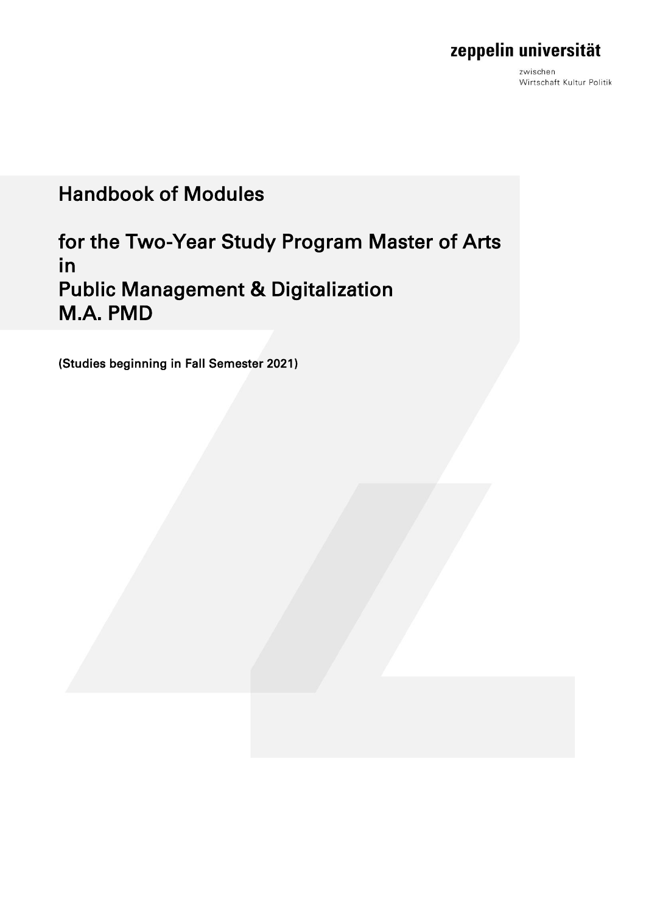zeppelin universität

zwischen
Wirtschaft Kultur Politik

# Handbook of Modules

# for the Two-Year Study Program Master of Arts in Public Management & Digitalization M.A. PMD

**(Studies beginning in Fall Semester 2021)**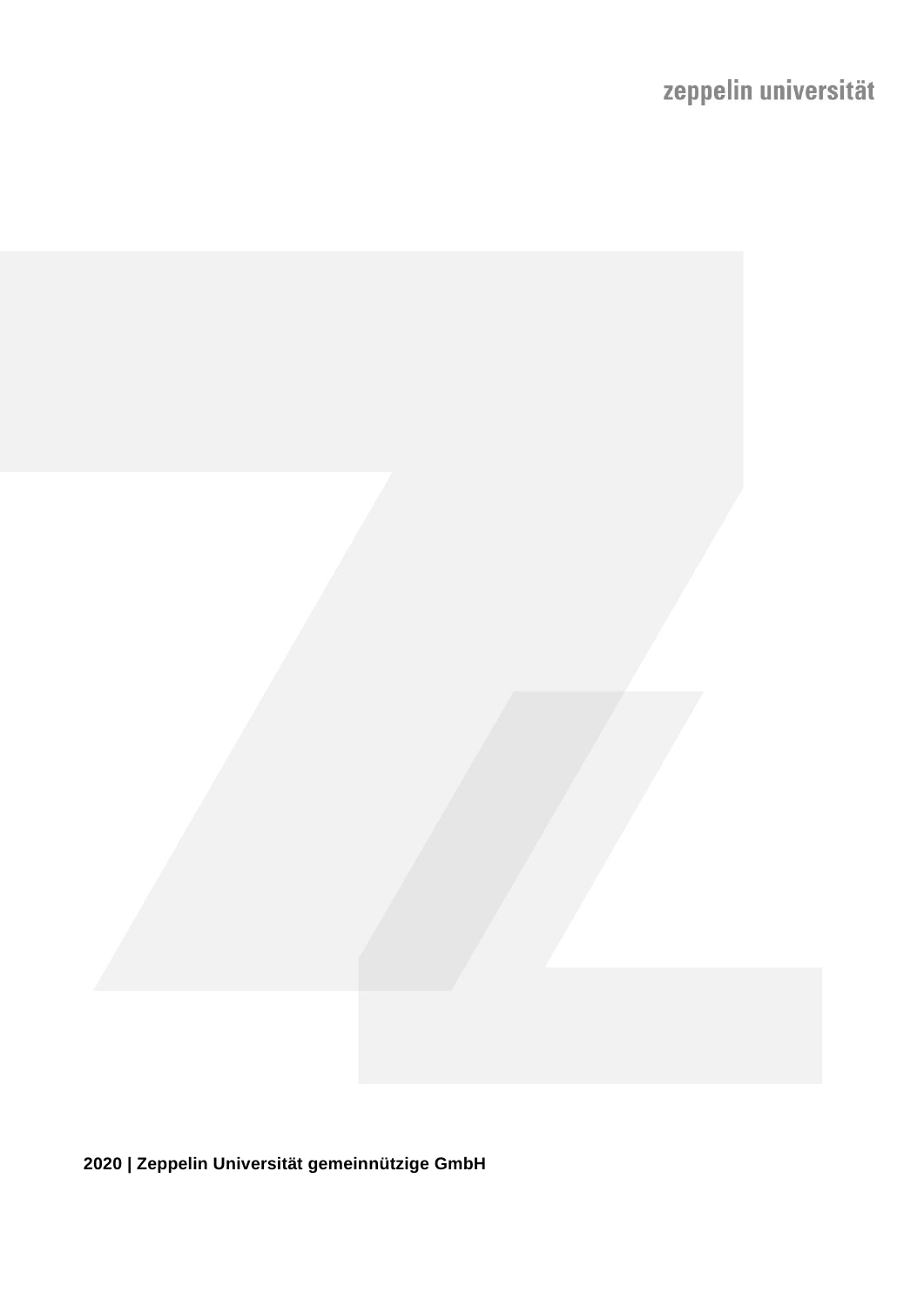zeppelin universität

**2020 | Zeppelin Universität gemeinnützige GmbH**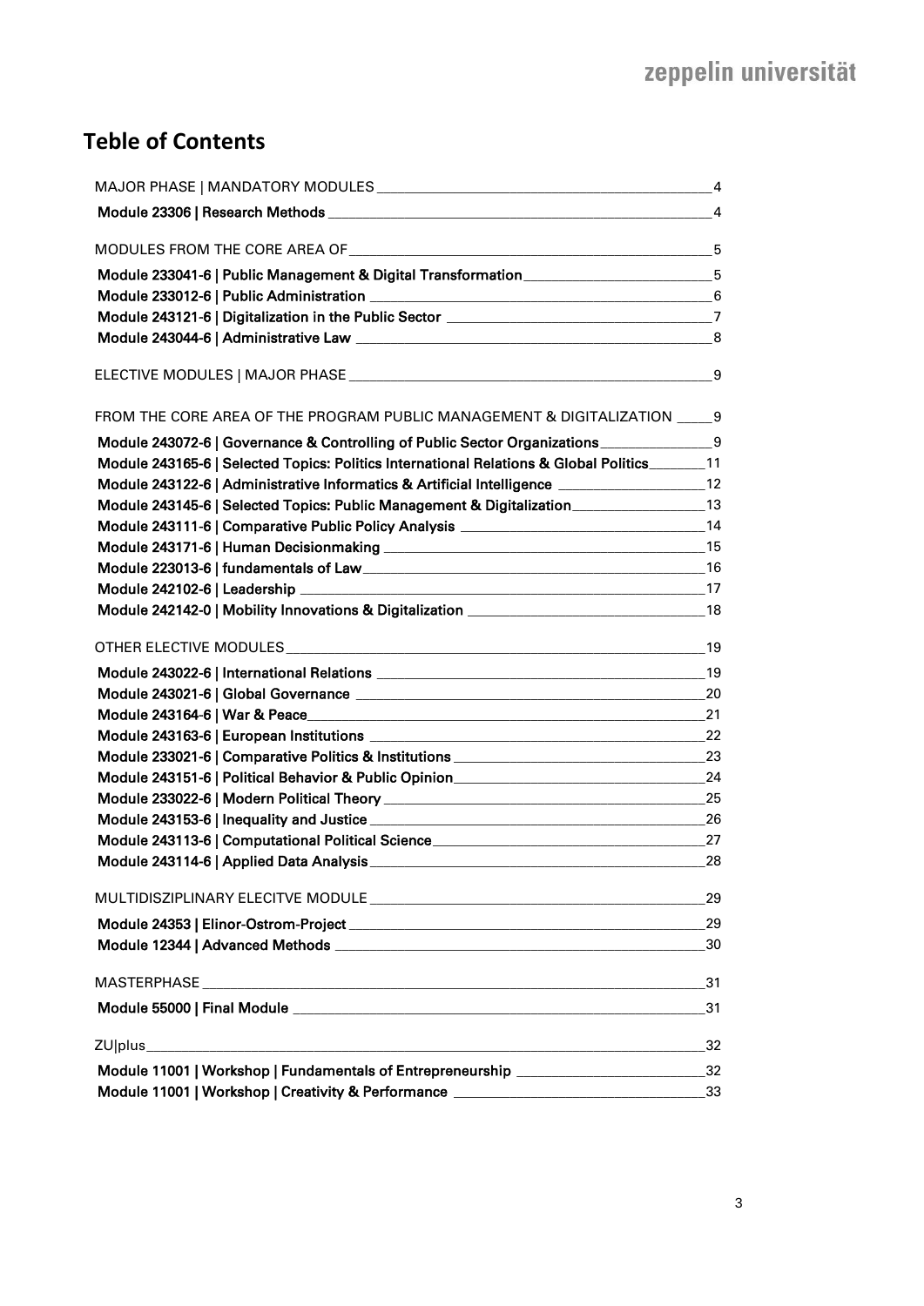# Teble of Contents

MAJOR PHASE | MANDATORY MODULES ____ 4

**Module 23306 | Research Methods** ____ 4

MODULES FROM THE CORE AREA OF ____ 5

**Module 233041-6 | Public Management & Digital Transformation** ____ 5
**Module 233012-6 | Public Administration** ____ 6
**Module 243121-6 | Digitalization in the Public Sector** ____ 7
**Module 243044-6 | Administrative Law** ____ 8

ELECTIVE MODULES | MAJOR PHASE ____ 9

FROM THE CORE AREA OF THE PROGRAM PUBLIC MANAGEMENT & DIGITALIZATION ____ 9

**Module 243072-6 | Governance & Controlling of Public Sector Organizations** ____ 9
**Module 243165-6 | Selected Topics: Politics International Relations & Global Politics** ____ 11
**Module 243122-6 | Administrative Informatics & Artificial Intelligence** ____ 12
**Module 243145-6 | Selected Topics: Public Management & Digitalization** ____ 13
**Module 243111-6 | Comparative Public Policy Analysis** ____ 14
**Module 243171-6 | Human Decisionmaking** ____ 15
**Module 223013-6 | fundamentals of Law** ____ 16
**Module 242102-6 | Leadership** ____ 17
**Module 242142-0 | Mobility Innovations & Digitalization** ____ 18

OTHER ELECTIVE MODULES ____ 19

**Module 243022-6 | International Relations** ____ 19
**Module 243021-6 | Global Governance** ____ 20
**Module 243164-6 | War & Peace** ____ 21
**Module 243163-6 | European Institutions** ____ 22
**Module 233021-6 | Comparative Politics & Institutions** ____ 23
**Module 243151-6 | Political Behavior & Public Opinion** ____ 24
**Module 233022-6 | Modern Political Theory** ____ 25
**Module 243153-6 | Inequality and Justice** ____ 26
**Module 243113-6 | Computational Political Science** ____ 27
**Module 243114-6 | Applied Data Analysis** ____ 28

MULTIDISZIPLINARY ELECITVE MODULE ____ 29

**Module 24353 | Elinor-Ostrom-Project** ____ 29
**Module 12344 | Advanced Methods** ____ 30

MASTERPHASE ____ 31

**Module 55000 | Final Module** ____ 31

ZU|plus ____ 32

**Module 11001 | Workshop | Fundamentals of Entrepreneurship** ____ 32
**Module 11001 | Workshop | Creativity & Performance** ____ 33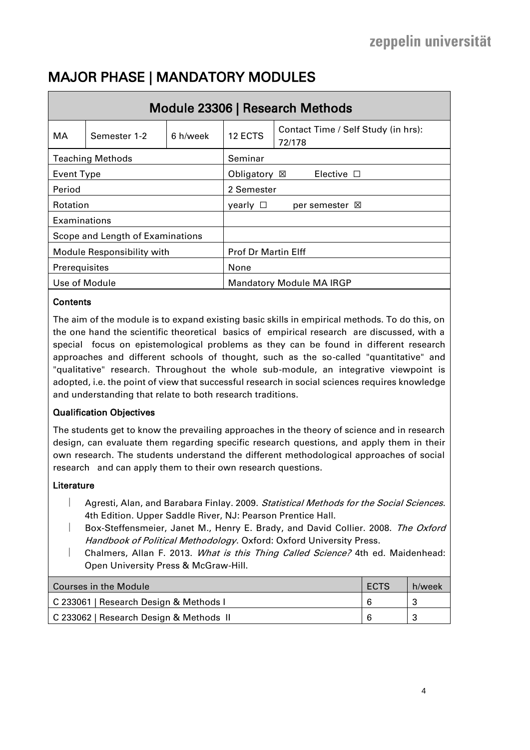# MAJOR PHASE | MANDATORY MODULES

| Module 23306 \| Research Methods | | | | |
|---|---|---|---|---|
| MA | Semester 1-2 | 6 h/week | 12 ECTS | Contact Time / Self Study (in hrs): 72/178 |
| Teaching Methods | | | Seminar | |
| Event Type | | | Obligatory ☒ Elective ☐ | |
| Period | | | 2 Semester | |
| Rotation | | | yearly ☐ per semester ☒ | |
| Examinations | | | | |
| Scope and Length of Examinations | | | | |
| Module Responsibility with | | | Prof Dr Martin Elff | |
| Prerequisites | | | None | |
| Use of Module | | | Mandatory Module MA IRGP | |

**Contents**

The aim of the module is to expand existing basic skills in empirical methods. To do this, on the one hand the scientific theoretical basics of empirical research are discussed, with a special focus on epistemological problems as they can be found in different research approaches and different schools of thought, such as the so-called "quantitative" and "qualitative" research. Throughout the whole sub-module, an integrative viewpoint is adopted, i.e. the point of view that successful research in social sciences requires knowledge and understanding that relate to both research traditions.

**Qualification Objectives**

The students get to know the prevailing approaches in the theory of science and in research design, can evaluate them regarding specific research questions, and apply them in their own research. The students understand the different methodological approaches of social research and can apply them to their own research questions.

**Literature**

- Agresti, Alan, and Barabara Finlay. 2009. *Statistical Methods for the Social Sciences*. 4th Edition. Upper Saddle River, NJ: Pearson Prentice Hall.
- Box-Steffensmeier, Janet M., Henry E. Brady, and David Collier. 2008. *The Oxford Handbook of Political Methodology*. Oxford: Oxford University Press.
- Chalmers, Allan F. 2013. *What is this Thing Called Science?* 4th ed. Maidenhead: Open University Press & McGraw-Hill.

| Courses in the Module | ECTS | h/week |
|---|---|---|
| C 233061 \| Research Design & Methods I | 6 | 3 |
| C 233062 \| Research Design & Methods II | 6 | 3 |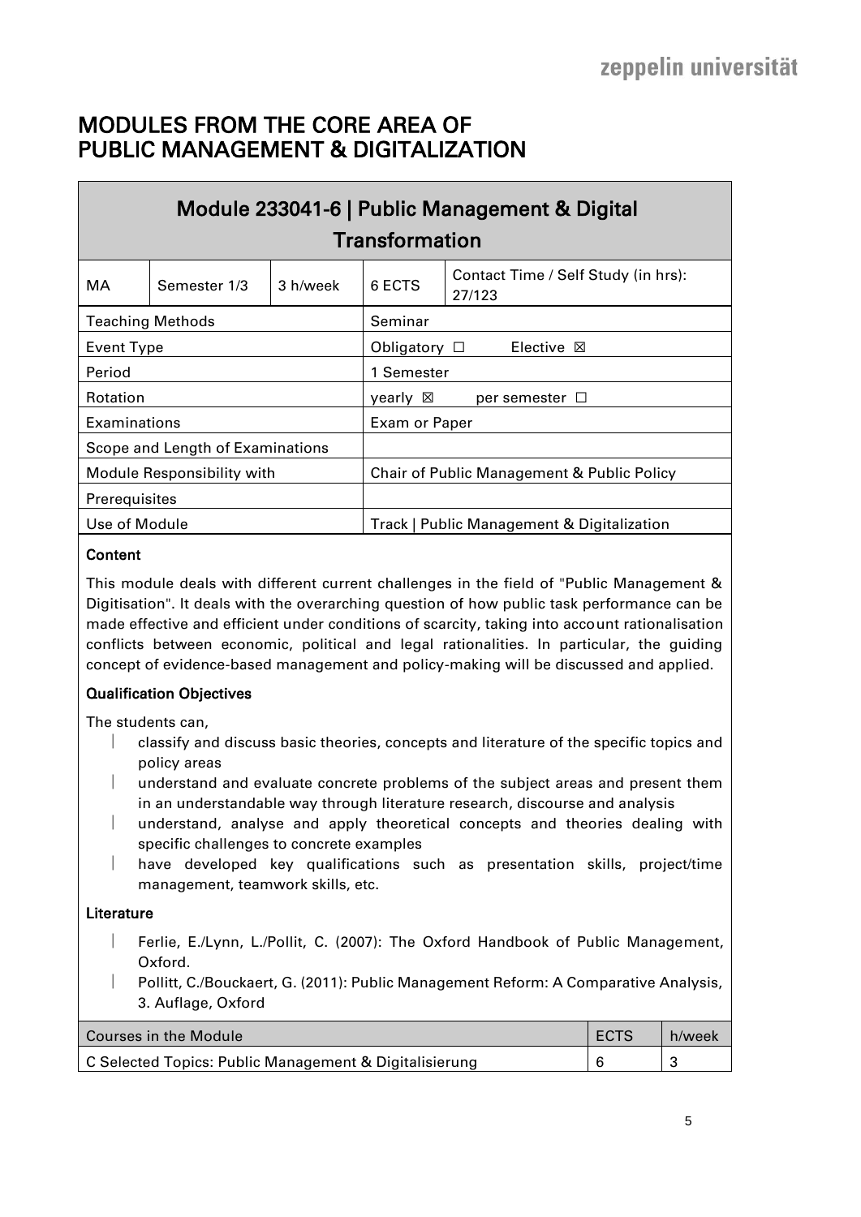# MODULES FROM THE CORE AREA OF PUBLIC MANAGEMENT & DIGITALIZATION

## Module 233041-6 | Public Management & Digital Transformation

| | | | | |
|---|---|---|---|---|
| MA | Semester 1/3 | 3 h/week | 6 ECTS | Contact Time / Self Study (in hrs): 27/123 |
| Teaching Methods | | | Seminar | |
| Event Type | | | Obligatory ☐ Elective ☒ | |
| Period | | | 1 Semester | |
| Rotation | | | yearly ☒ per semester ☐ | |
| Examinations | | | Exam or Paper | |
| Scope and Length of Examinations | | | | |
| Module Responsibility with | | | Chair of Public Management & Public Policy | |
| Prerequisites | | | | |
| Use of Module | | | Track \| Public Management & Digitalization | |

**Content**

This module deals with different current challenges in the field of "Public Management & Digitisation". It deals with the overarching question of how public task performance can be made effective and efficient under conditions of scarcity, taking into account rationalisation conflicts between economic, political and legal rationalities. In particular, the guiding concept of evidence-based management and policy-making will be discussed and applied.

**Qualification Objectives**

The students can,

- classify and discuss basic theories, concepts and literature of the specific topics and policy areas
- understand and evaluate concrete problems of the subject areas and present them in an understandable way through literature research, discourse and analysis
- understand, analyse and apply theoretical concepts and theories dealing with specific challenges to concrete examples
- have developed key qualifications such as presentation skills, project/time management, teamwork skills, etc.

**Literature**

- Ferlie, E./Lynn, L./Pollit, C. (2007): The Oxford Handbook of Public Management, Oxford.
- Pollitt, C./Bouckaert, G. (2011): Public Management Reform: A Comparative Analysis, 3. Auflage, Oxford

| Courses in the Module | ECTS | h/week |
|---|---|---|
| C Selected Topics: Public Management & Digitalisierung | 6 | 3 |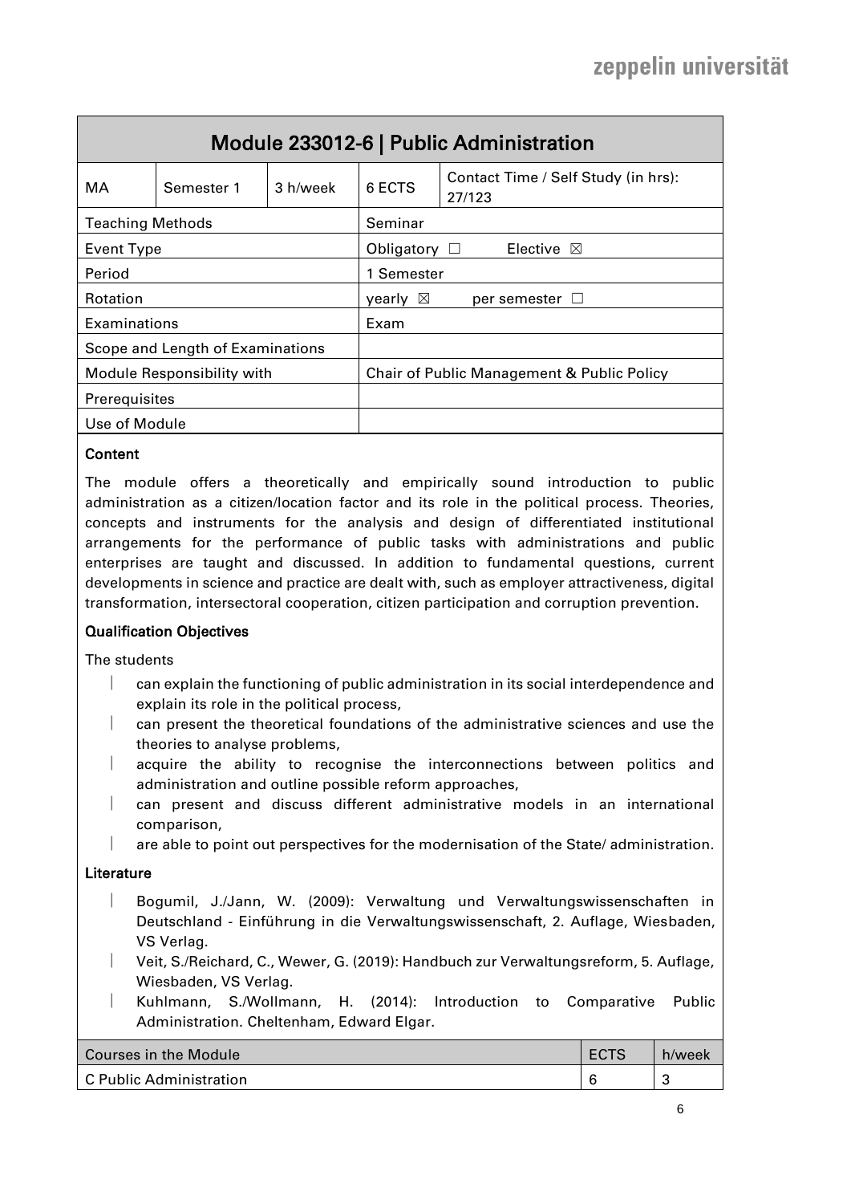# Module 233012-6 | Public Administration

| | | | | |
|---|---|---|---|---|
| MA | Semester 1 | 3 h/week | 6 ECTS | Contact Time / Self Study (in hrs): 27/123 |
| Teaching Methods | | | Seminar | |
| Event Type | | | Obligatory ☐ Elective ☒ | |
| Period | | | 1 Semester | |
| Rotation | | | yearly ☒ per semester ☐ | |
| Examinations | | | Exam | |
| Scope and Length of Examinations | | | | |
| Module Responsibility with | | | Chair of Public Management & Public Policy | |
| Prerequisites | | | | |
| Use of Module | | | | |

**Content**

The module offers a theoretically and empirically sound introduction to public administration as a citizen/location factor and its role in the political process. Theories, concepts and instruments for the analysis and design of differentiated institutional arrangements for the performance of public tasks with administrations and public enterprises are taught and discussed. In addition to fundamental questions, current developments in science and practice are dealt with, such as employer attractiveness, digital transformation, intersectoral cooperation, citizen participation and corruption prevention.

**Qualification Objectives**

The students

- can explain the functioning of public administration in its social interdependence and explain its role in the political process,
- can present the theoretical foundations of the administrative sciences and use the theories to analyse problems,
- acquire the ability to recognise the interconnections between politics and administration and outline possible reform approaches,
- can present and discuss different administrative models in an international comparison,
- are able to point out perspectives for the modernisation of the State/ administration.

**Literature**

- Bogumil, J./Jann, W. (2009): Verwaltung und Verwaltungswissenschaften in Deutschland - Einführung in die Verwaltungswissenschaft, 2. Auflage, Wiesbaden, VS Verlag.
- Veit, S./Reichard, C., Wewer, G. (2019): Handbuch zur Verwaltungsreform, 5. Auflage, Wiesbaden, VS Verlag.
- Kuhlmann, S./Wollmann, H. (2014): Introduction to Comparative Public Administration. Cheltenham, Edward Elgar.

| Courses in the Module | ECTS | h/week |
|---|---|---|
| C Public Administration | 6 | 3 |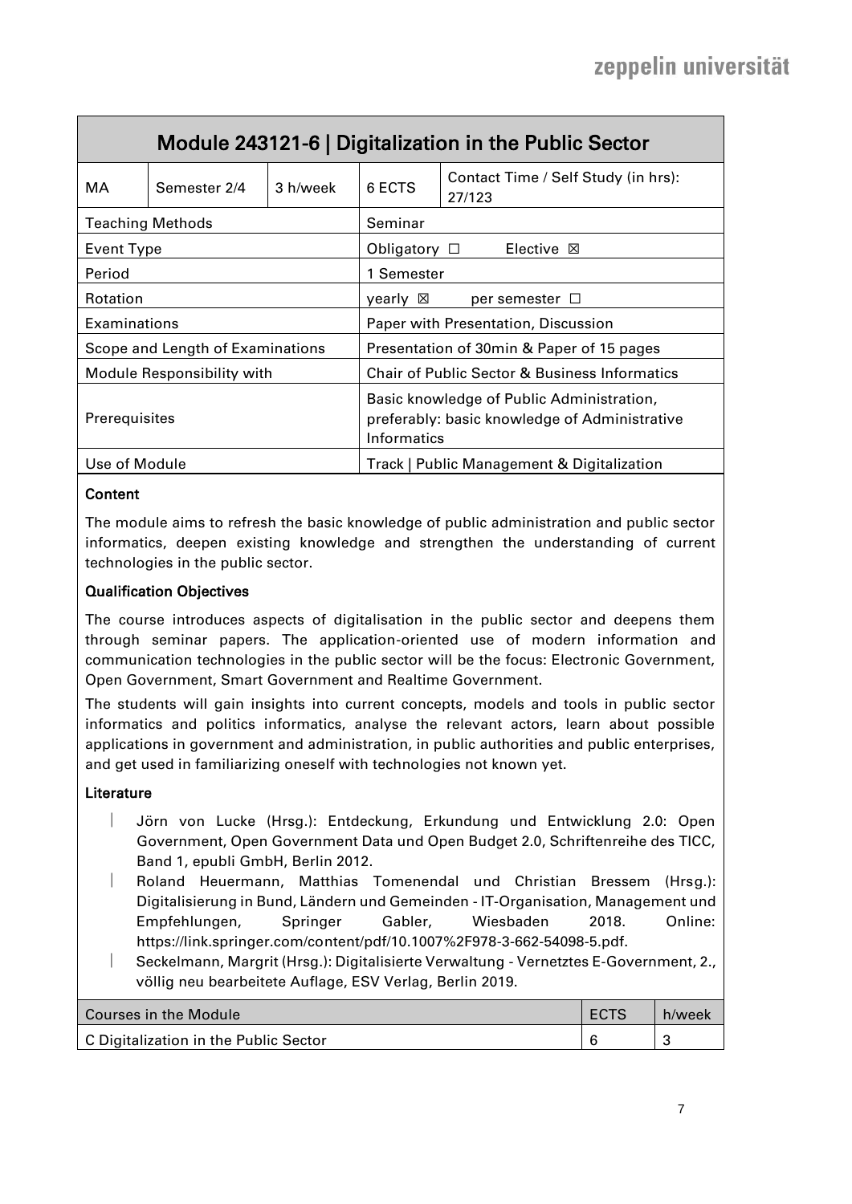# Module 243121-6 | Digitalization in the Public Sector

| | | | | |
|---|---|---|---|---|
| MA | Semester 2/4 | 3 h/week | 6 ECTS | Contact Time / Self Study (in hrs): 27/123 |
| Teaching Methods | | | Seminar | |
| Event Type | | | Obligatory ☐ Elective ☒ | |
| Period | | | 1 Semester | |
| Rotation | | | yearly ☒ per semester ☐ | |
| Examinations | | | Paper with Presentation, Discussion | |
| Scope and Length of Examinations | | | Presentation of 30min & Paper of 15 pages | |
| Module Responsibility with | | | Chair of Public Sector & Business Informatics | |
| Prerequisites | | | Basic knowledge of Public Administration, preferably: basic knowledge of Administrative Informatics | |
| Use of Module | | | Track \| Public Management & Digitalization | |

**Content**

The module aims to refresh the basic knowledge of public administration and public sector informatics, deepen existing knowledge and strengthen the understanding of current technologies in the public sector.

**Qualification Objectives**

The course introduces aspects of digitalisation in the public sector and deepens them through seminar papers. The application-oriented use of modern information and communication technologies in the public sector will be the focus: Electronic Government, Open Government, Smart Government and Realtime Government.

The students will gain insights into current concepts, models and tools in public sector informatics and politics informatics, analyse the relevant actors, learn about possible applications in government and administration, in public authorities and public enterprises, and get used in familiarizing oneself with technologies not known yet.

**Literature**

- Jörn von Lucke (Hrsg.): Entdeckung, Erkundung und Entwicklung 2.0: Open Government, Open Government Data und Open Budget 2.0, Schriftenreihe des TICC, Band 1, epubli GmbH, Berlin 2012.
- Roland Heuermann, Matthias Tomenendal und Christian Bressem (Hrsg.): Digitalisierung in Bund, Ländern und Gemeinden - IT-Organisation, Management und Empfehlungen, Springer Gabler, Wiesbaden 2018. Online: https://link.springer.com/content/pdf/10.1007%2F978-3-662-54098-5.pdf.
- Seckelmann, Margrit (Hrsg.): Digitalisierte Verwaltung - Vernetztes E-Government, 2., völlig neu bearbeitete Auflage, ESV Verlag, Berlin 2019.

| Courses in the Module | ECTS | h/week |
|---|---|---|
| C Digitalization in the Public Sector | 6 | 3 |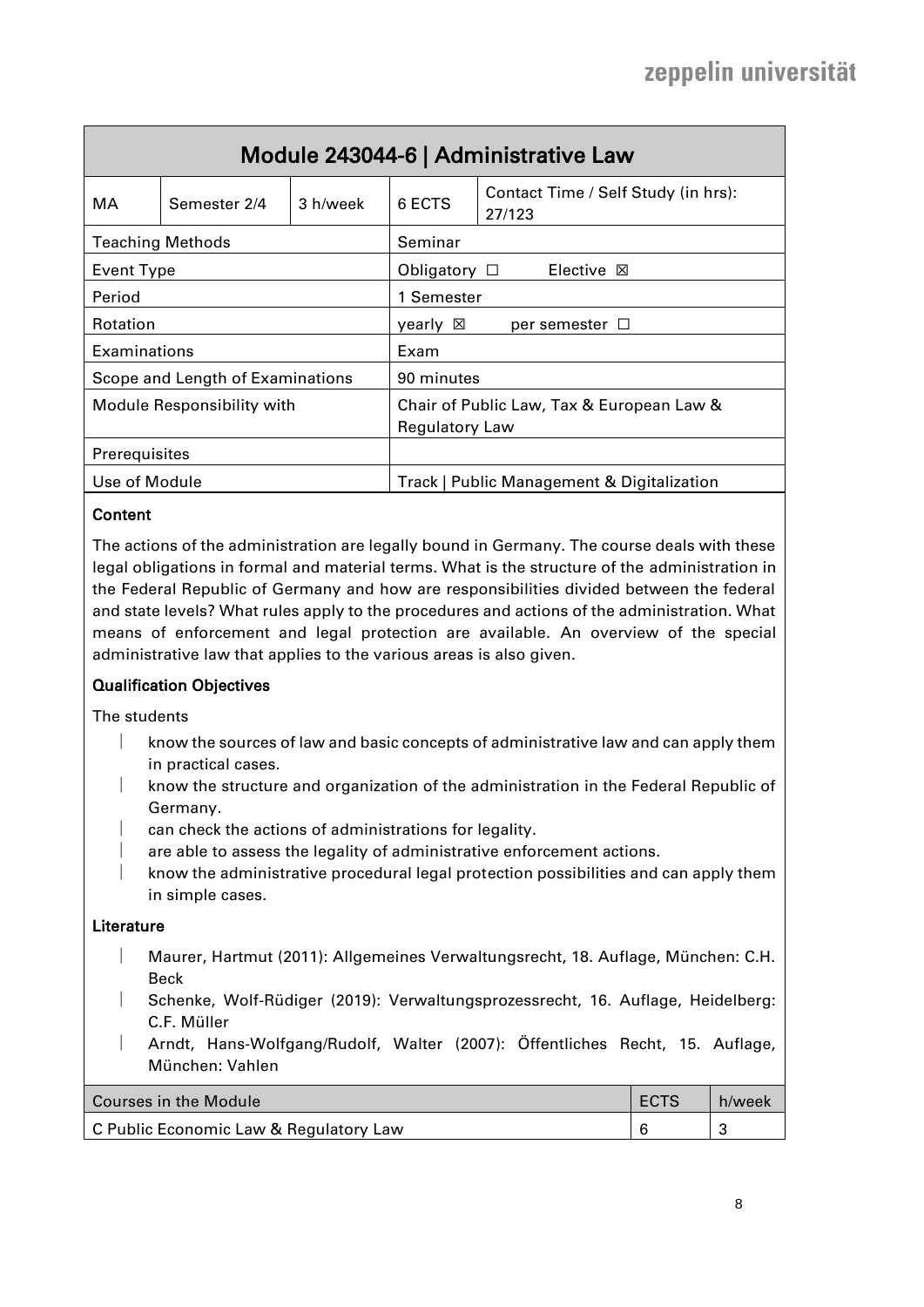# Module 243044-6 | Administrative Law

| | | | | |
|---|---|---|---|---|
| MA | Semester 2/4 | 3 h/week | 6 ECTS | Contact Time / Self Study (in hrs): 27/123 |
| Teaching Methods | | | Seminar | |
| Event Type | | | Obligatory ☐ Elective ☒ | |
| Period | | | 1 Semester | |
| Rotation | | | yearly ☒ per semester ☐ | |
| Examinations | | | Exam | |
| Scope and Length of Examinations | | | 90 minutes | |
| Module Responsibility with | | | Chair of Public Law, Tax & European Law & Regulatory Law | |
| Prerequisites | | | | |
| Use of Module | | | Track \| Public Management & Digitalization | |

**Content**

The actions of the administration are legally bound in Germany. The course deals with these legal obligations in formal and material terms. What is the structure of the administration in the Federal Republic of Germany and how are responsibilities divided between the federal and state levels? What rules apply to the procedures and actions of the administration. What means of enforcement and legal protection are available. An overview of the special administrative law that applies to the various areas is also given.

**Qualification Objectives**

The students

- know the sources of law and basic concepts of administrative law and can apply them in practical cases.
- know the structure and organization of the administration in the Federal Republic of Germany.
- can check the actions of administrations for legality.
- are able to assess the legality of administrative enforcement actions.
- know the administrative procedural legal protection possibilities and can apply them in simple cases.

**Literature**

- Maurer, Hartmut (2011): Allgemeines Verwaltungsrecht, 18. Auflage, München: C.H. Beck
- Schenke, Wolf-Rüdiger (2019): Verwaltungsprozessrecht, 16. Auflage, Heidelberg: C.F. Müller
- Arndt, Hans-Wolfgang/Rudolf, Walter (2007): Öffentliches Recht, 15. Auflage, München: Vahlen

| Courses in the Module | ECTS | h/week |
|---|---|---|
| C Public Economic Law & Regulatory Law | 6 | 3 |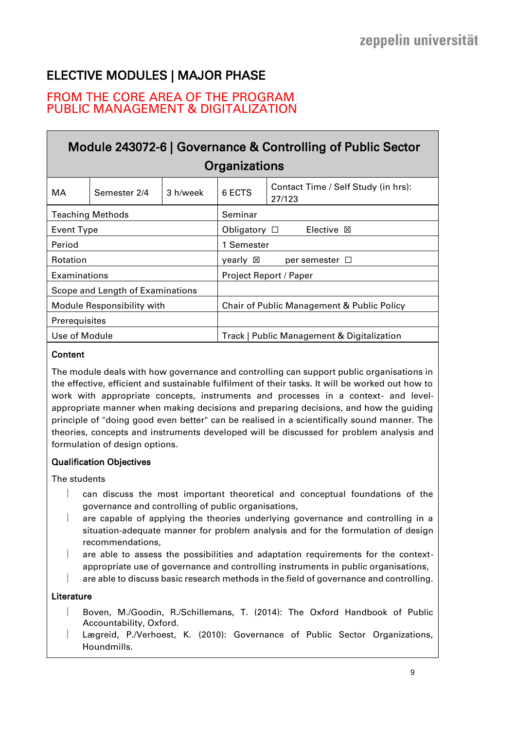# ELECTIVE MODULES | MAJOR PHASE

## FROM THE CORE AREA OF THE PROGRAM PUBLIC MANAGEMENT & DIGITALIZATION

### Module 243072-6 | Governance & Controlling of Public Sector Organizations

| | | | | |
|---|---|---|---|---|
| MA | Semester 2/4 | 3 h/week | 6 ECTS | Contact Time / Self Study (in hrs): 27/123 |

| | |
|---|---|
| Teaching Methods | Seminar |
| Event Type | Obligatory ☐ Elective ☒ |
| Period | 1 Semester |
| Rotation | yearly ☒ per semester ☐ |
| Examinations | Project Report / Paper |
| Scope and Length of Examinations | |
| Module Responsibility with | Chair of Public Management & Public Policy |
| Prerequisites | |
| Use of Module | Track \| Public Management & Digitalization |

**Content**

The module deals with how governance and controlling can support public organisations in the effective, efficient and sustainable fulfilment of their tasks. It will be worked out how to work with appropriate concepts, instruments and processes in a context- and level-appropriate manner when making decisions and preparing decisions, and how the guiding principle of "doing good even better" can be realised in a scientifically sound manner. The theories, concepts and instruments developed will be discussed for problem analysis and formulation of design options.

**Qualification Objectives**

The students

- can discuss the most important theoretical and conceptual foundations of the governance and controlling of public organisations,
- are capable of applying the theories underlying governance and controlling in a situation-adequate manner for problem analysis and for the formulation of design recommendations,
- are able to assess the possibilities and adaptation requirements for the context-appropriate use of governance and controlling instruments in public organisations,
- are able to discuss basic research methods in the field of governance and controlling.

**Literature**

- Boven, M./Goodin, R./Schillemans, T. (2014): The Oxford Handbook of Public Accountability, Oxford.
- Lægreid, P./Verhoest, K. (2010): Governance of Public Sector Organizations, Houndmills.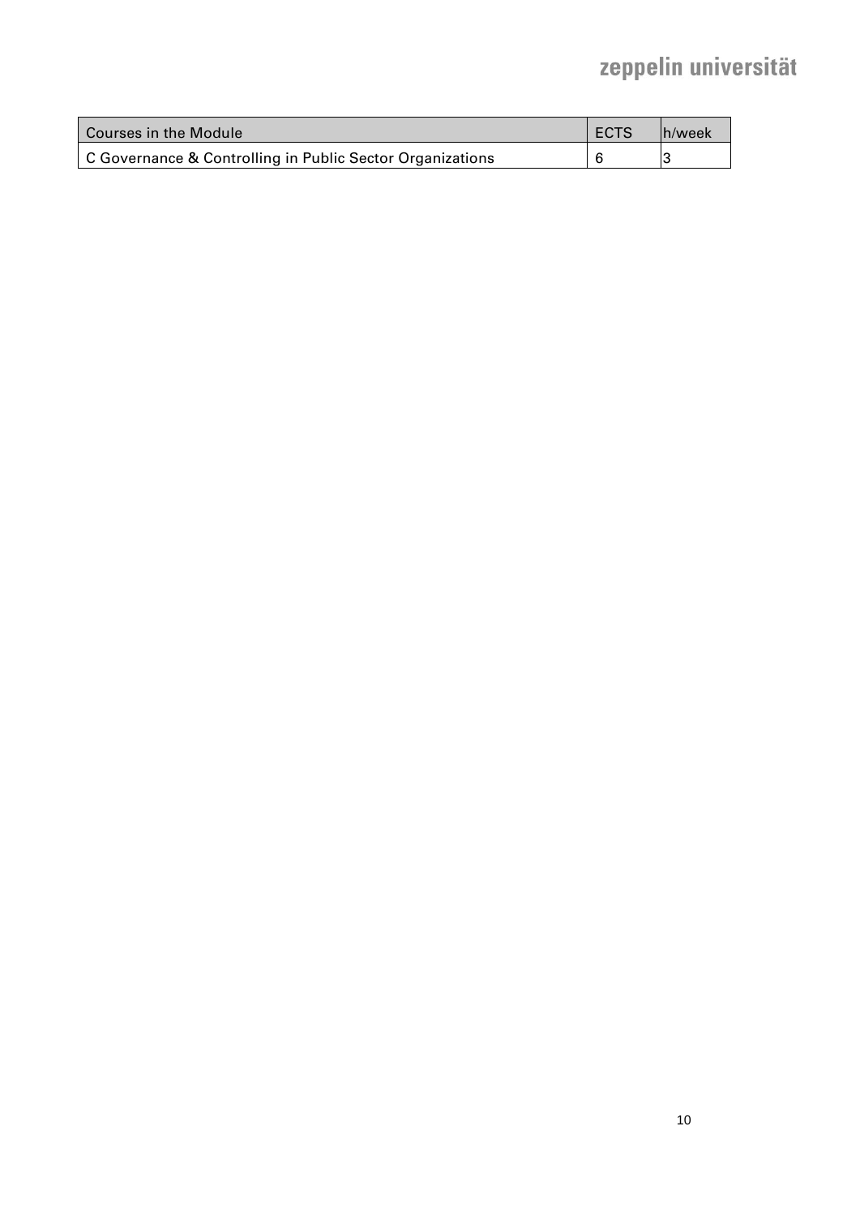| Courses in the Module | ECTS | h/week |
| --- | --- | --- |
| C Governance & Controlling in Public Sector Organizations | 6 | 3 |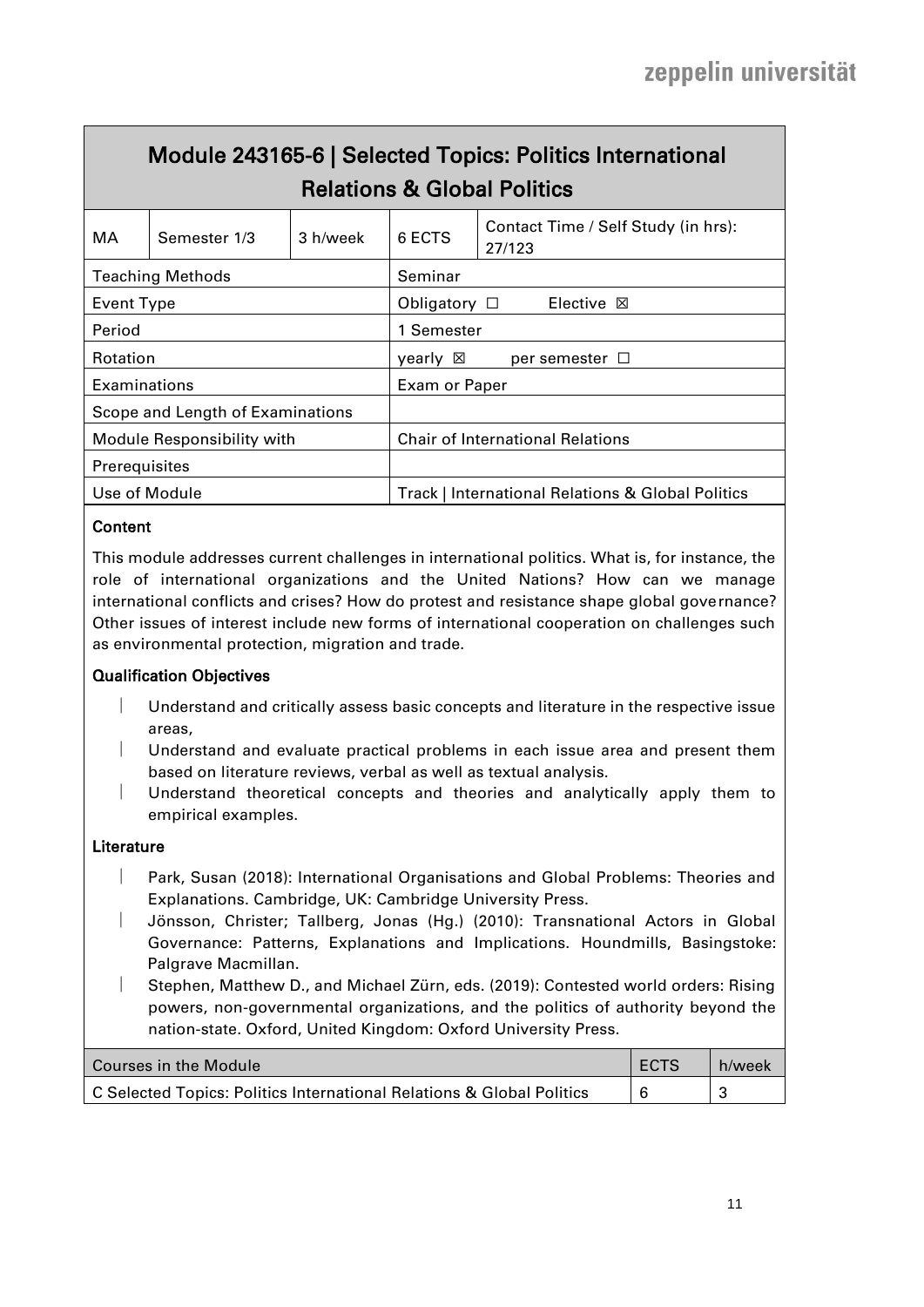# Module 243165-6 | Selected Topics: Politics International Relations & Global Politics

| | | | | |
|---|---|---|---|---|
| MA | Semester 1/3 | 3 h/week | 6 ECTS | Contact Time / Self Study (in hrs): 27/123 |
| Teaching Methods | | | Seminar | |
| Event Type | | | Obligatory ☐ Elective ☒ | |
| Period | | | 1 Semester | |
| Rotation | | | yearly ☒ per semester ☐ | |
| Examinations | | | Exam or Paper | |
| Scope and Length of Examinations | | | | |
| Module Responsibility with | | | Chair of International Relations | |
| Prerequisites | | | | |
| Use of Module | | | Track \| International Relations & Global Politics | |

**Content**

This module addresses current challenges in international politics. What is, for instance, the role of international organizations and the United Nations? How can we manage international conflicts and crises? How do protest and resistance shape global governance? Other issues of interest include new forms of international cooperation on challenges such as environmental protection, migration and trade.

**Qualification Objectives**

- Understand and critically assess basic concepts and literature in the respective issue areas,
- Understand and evaluate practical problems in each issue area and present them based on literature reviews, verbal as well as textual analysis.
- Understand theoretical concepts and theories and analytically apply them to empirical examples.

**Literature**

- Park, Susan (2018): International Organisations and Global Problems: Theories and Explanations. Cambridge, UK: Cambridge University Press.
- Jönsson, Christer; Tallberg, Jonas (Hg.) (2010): Transnational Actors in Global Governance: Patterns, Explanations and Implications. Houndmills, Basingstoke: Palgrave Macmillan.
- Stephen, Matthew D., and Michael Zürn, eds. (2019): Contested world orders: Rising powers, non-governmental organizations, and the politics of authority beyond the nation-state. Oxford, United Kingdom: Oxford University Press.

| Courses in the Module | ECTS | h/week |
|---|---|---|
| C Selected Topics: Politics International Relations & Global Politics | 6 | 3 |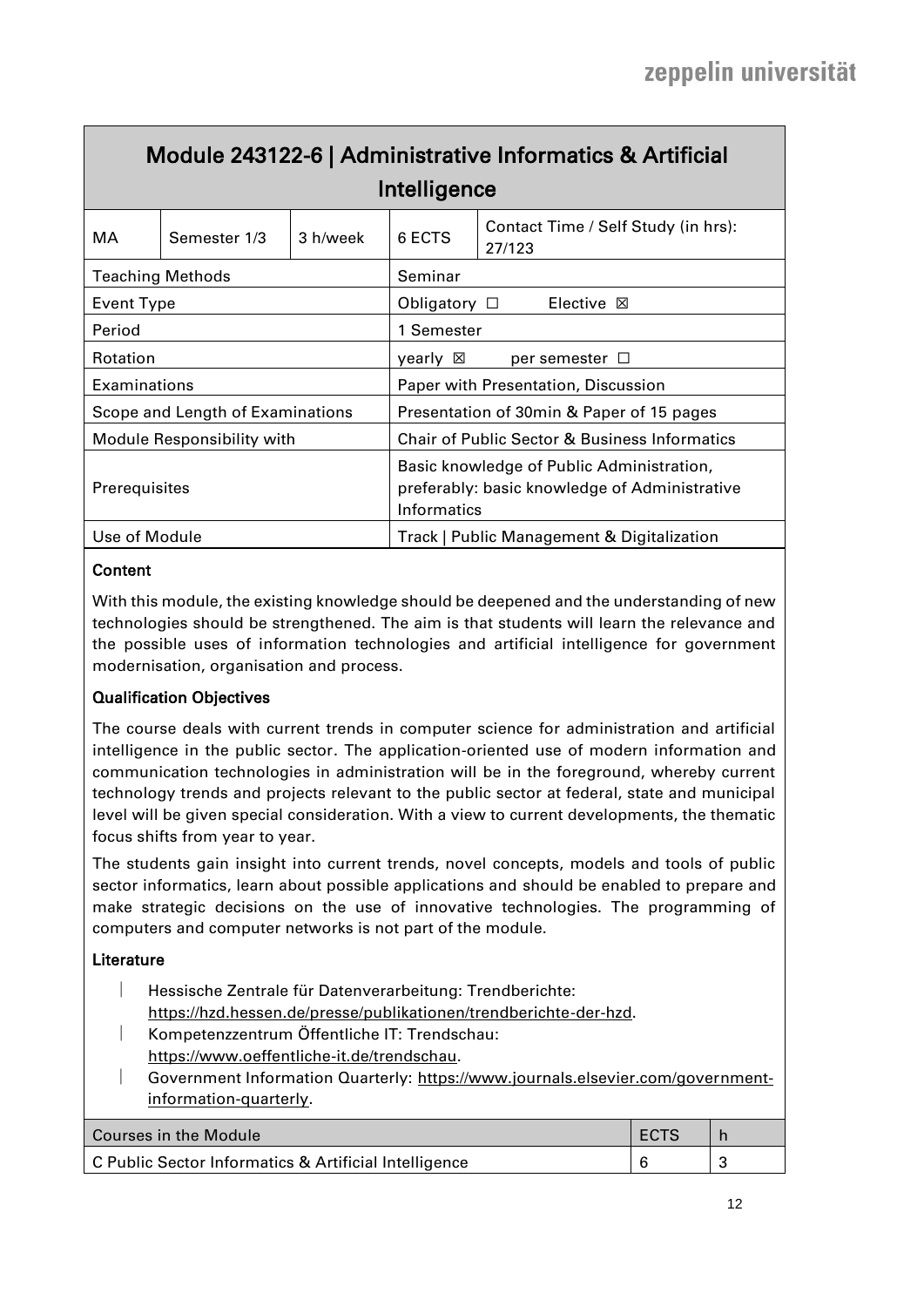## Module 243122-6 | Administrative Informatics & Artificial Intelligence

| | | | | |
|---|---|---|---|---|
| MA | Semester 1/3 | 3 h/week | 6 ECTS | Contact Time / Self Study (in hrs): 27/123 |
| Teaching Methods | | | Seminar | |
| Event Type | | | Obligatory ☐ Elective ☒ | |
| Period | | | 1 Semester | |
| Rotation | | | yearly ☒ per semester ☐ | |
| Examinations | | | Paper with Presentation, Discussion | |
| Scope and Length of Examinations | | | Presentation of 30min & Paper of 15 pages | |
| Module Responsibility with | | | Chair of Public Sector & Business Informatics | |
| Prerequisites | | | Basic knowledge of Public Administration, preferably: basic knowledge of Administrative Informatics | |
| Use of Module | | | Track \| Public Management & Digitalization | |

**Content**

With this module, the existing knowledge should be deepened and the understanding of new technologies should be strengthened. The aim is that students will learn the relevance and the possible uses of information technologies and artificial intelligence for government modernisation, organisation and process.

**Qualification Objectives**

The course deals with current trends in computer science for administration and artificial intelligence in the public sector. The application-oriented use of modern information and communication technologies in administration will be in the foreground, whereby current technology trends and projects relevant to the public sector at federal, state and municipal level will be given special consideration. With a view to current developments, the thematic focus shifts from year to year.

The students gain insight into current trends, novel concepts, models and tools of public sector informatics, learn about possible applications and should be enabled to prepare and make strategic decisions on the use of innovative technologies. The programming of computers and computer networks is not part of the module.

**Literature**

- Hessische Zentrale für Datenverarbeitung: Trendberichte: https://hzd.hessen.de/presse/publikationen/trendberichte-der-hzd.
- Kompetenzzentrum Öffentliche IT: Trendschau: https://www.oeffentliche-it.de/trendschau.
- Government Information Quarterly: https://www.journals.elsevier.com/government-information-quarterly.

| Courses in the Module | ECTS | h |
|---|---|---|
| C Public Sector Informatics & Artificial Intelligence | 6 | 3 |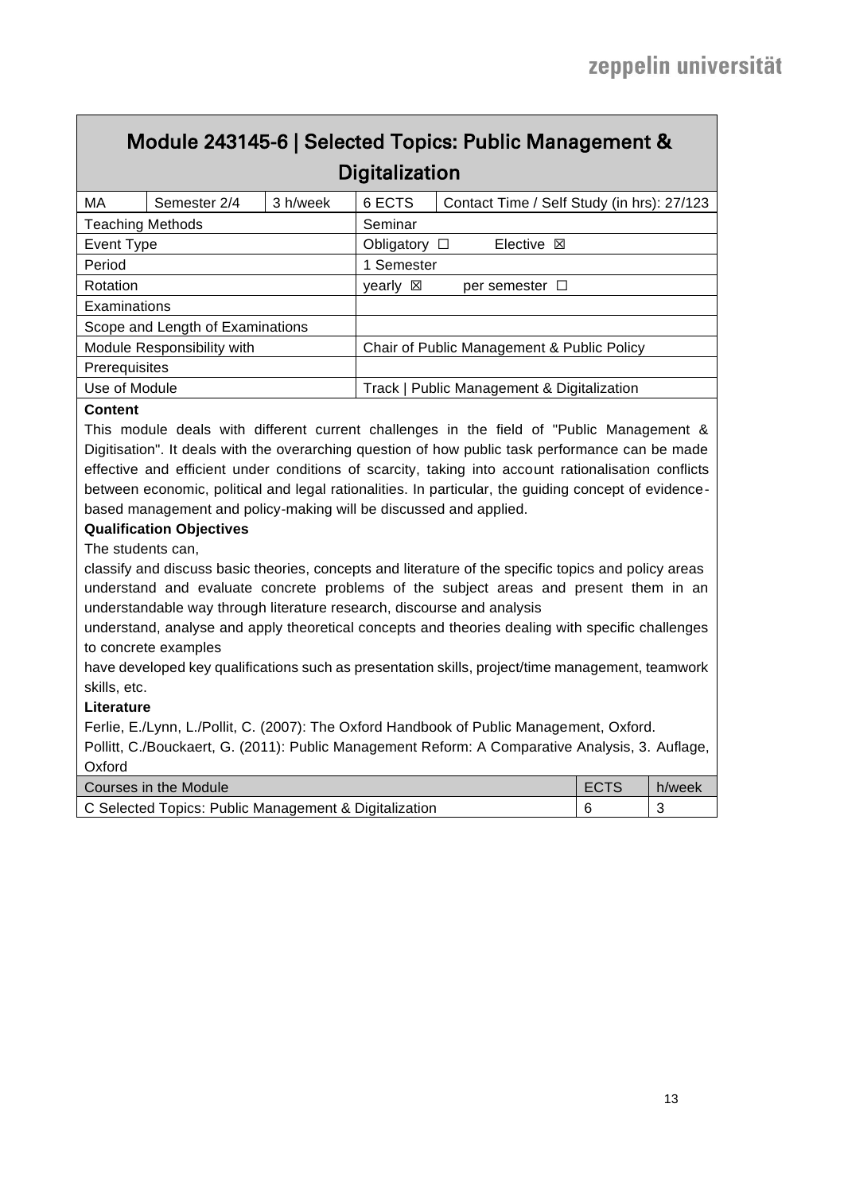## Module 243145-6 | Selected Topics: Public Management & Digitalization

| | | | | |
|---|---|---|---|---|
| MA | Semester 2/4 | 3 h/week | 6 ECTS | Contact Time / Self Study (in hrs): 27/123 |
| Teaching Methods | | | Seminar | |
| Event Type | | | Obligatory ☐ Elective ☒ | |
| Period | | | 1 Semester | |
| Rotation | | | yearly ☒ per semester ☐ | |
| Examinations | | | | |
| Scope and Length of Examinations | | | | |
| Module Responsibility with | | | Chair of Public Management & Public Policy | |
| Prerequisites | | | | |
| Use of Module | | | Track \| Public Management & Digitalization | |

**Content**

This module deals with different current challenges in the field of "Public Management & Digitisation". It deals with the overarching question of how public task performance can be made effective and efficient under conditions of scarcity, taking into account rationalisation conflicts between economic, political and legal rationalities. In particular, the guiding concept of evidence-based management and policy-making will be discussed and applied.

**Qualification Objectives**

The students can,

classify and discuss basic theories, concepts and literature of the specific topics and policy areas

understand and evaluate concrete problems of the subject areas and present them in an understandable way through literature research, discourse and analysis

understand, analyse and apply theoretical concepts and theories dealing with specific challenges to concrete examples

have developed key qualifications such as presentation skills, project/time management, teamwork skills, etc.

**Literature**

Ferlie, E./Lynn, L./Pollit, C. (2007): The Oxford Handbook of Public Management, Oxford.

Pollitt, C./Bouckaert, G. (2011): Public Management Reform: A Comparative Analysis, 3. Auflage, Oxford

| Courses in the Module | ECTS | h/week |
|---|---|---|
| C Selected Topics: Public Management & Digitalization | 6 | 3 |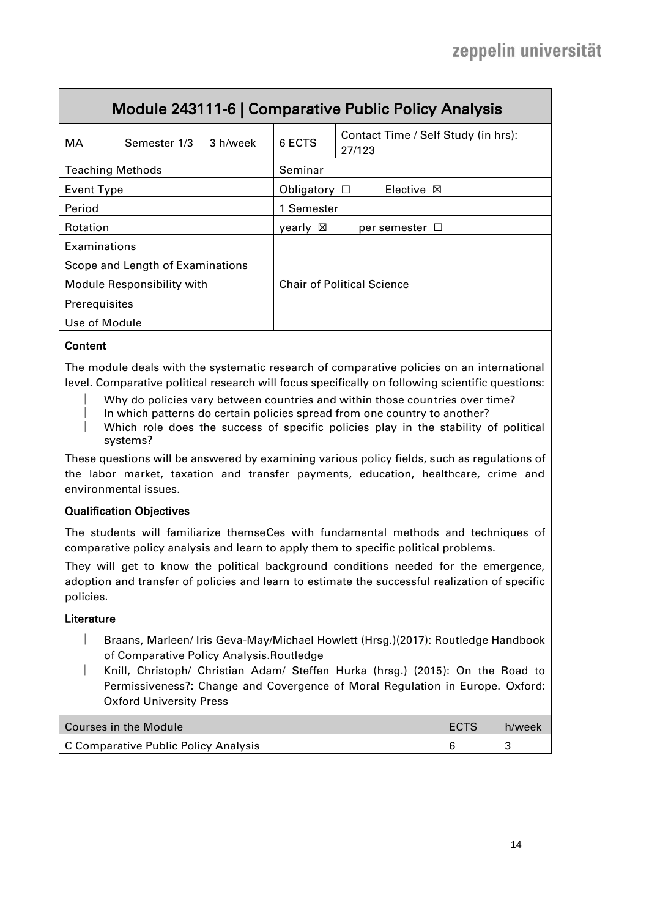# Module 243111-6 | Comparative Public Policy Analysis

| | | | | |
|---|---|---|---|---|
| MA | Semester 1/3 | 3 h/week | 6 ECTS | Contact Time / Self Study (in hrs): 27/123 |
| Teaching Methods | | | Seminar | |
| Event Type | | | Obligatory ☐ Elective ☒ | |
| Period | | | 1 Semester | |
| Rotation | | | yearly ☒ per semester ☐ | |
| Examinations | | | | |
| Scope and Length of Examinations | | | | |
| Module Responsibility with | | | Chair of Political Science | |
| Prerequisites | | | | |
| Use of Module | | | | |

**Content**

The module deals with the systematic research of comparative policies on an international level. Comparative political research will focus specifically on following scientific questions:

- Why do policies vary between countries and within those countries over time?
- In which patterns do certain policies spread from one country to another?
- Which role does the success of specific policies play in the stability of political systems?

These questions will be answered by examining various policy fields, such as regulations of the labor market, taxation and transfer payments, education, healthcare, crime and environmental issues.

**Qualification Objectives**

The students will familiarize themseCes with fundamental methods and techniques of comparative policy analysis and learn to apply them to specific political problems.

They will get to know the political background conditions needed for the emergence, adoption and transfer of policies and learn to estimate the successful realization of specific policies.

**Literature**

- Braans, Marleen/ Iris Geva-May/Michael Howlett (Hrsg.)(2017): Routledge Handbook of Comparative Policy Analysis.Routledge
- Knill, Christoph/ Christian Adam/ Steffen Hurka (hrsg.) (2015): On the Road to Permissiveness?: Change and Covergence of Moral Regulation in Europe. Oxford: Oxford University Press

| Courses in the Module | ECTS | h/week |
|---|---|---|
| C Comparative Public Policy Analysis | 6 | 3 |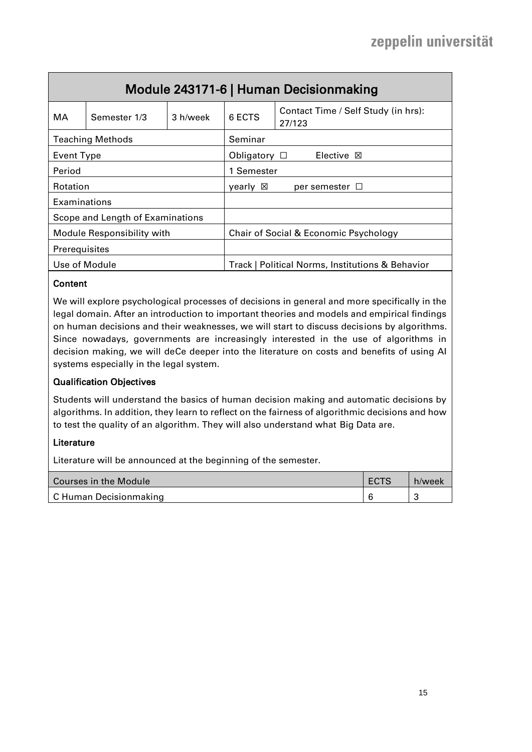## Module 243171-6 | Human Decisionmaking

| | | | | |
|---|---|---|---|---|
| MA | Semester 1/3 | 3 h/week | 6 ECTS | Contact Time / Self Study (in hrs): 27/123 |
| Teaching Methods | | | Seminar | |
| Event Type | | | Obligatory ☐ Elective ☒ | |
| Period | | | 1 Semester | |
| Rotation | | | yearly ☒ per semester ☐ | |
| Examinations | | | | |
| Scope and Length of Examinations | | | | |
| Module Responsibility with | | | Chair of Social & Economic Psychology | |
| Prerequisites | | | | |
| Use of Module | | | Track \| Political Norms, Institutions & Behavior | |

### Content

We will explore psychological processes of decisions in general and more specifically in the legal domain. After an introduction to important theories and models and empirical findings on human decisions and their weaknesses, we will start to discuss decisions by algorithms. Since nowadays, governments are increasingly interested in the use of algorithms in decision making, we will deCe deeper into the literature on costs and benefits of using AI systems especially in the legal system.

### Qualification Objectives

Students will understand the basics of human decision making and automatic decisions by algorithms. In addition, they learn to reflect on the fairness of algorithmic decisions and how to test the quality of an algorithm. They will also understand what Big Data are.

### Literature

Literature will be announced at the beginning of the semester.

| Courses in the Module | ECTS | h/week |
|---|---|---|
| C Human Decisionmaking | 6 | 3 |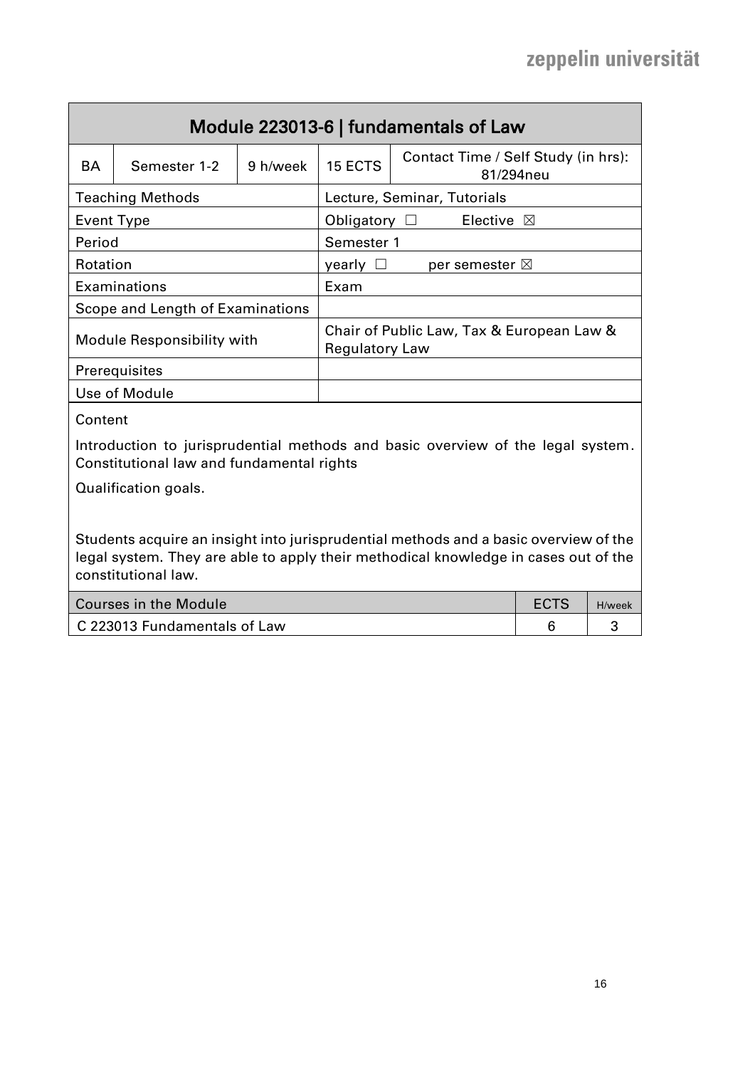## Module 223013-6 | fundamentals of Law

| | | | | |
|---|---|---|---|---|
| BA | Semester 1-2 | 9 h/week | 15 ECTS | Contact Time / Self Study (in hrs): 81/294neu |

| | |
|---|---|
| Teaching Methods | Lecture, Seminar, Tutorials |
| Event Type | Obligatory ☐ Elective ☒ |
| Period | Semester 1 |
| Rotation | yearly ☐ per semester ☒ |
| Examinations | Exam |
| Scope and Length of Examinations | |
| Module Responsibility with | Chair of Public Law, Tax & European Law & Regulatory Law |
| Prerequisites | |
| Use of Module | |

Content

Introduction to jurisprudential methods and basic overview of the legal system. Constitutional law and fundamental rights

Qualification goals.

Students acquire an insight into jurisprudential methods and a basic overview of the legal system. They are able to apply their methodical knowledge in cases out of the constitutional law.

| Courses in the Module | ECTS | H/week |
|---|---|---|
| C 223013 Fundamentals of Law | 6 | 3 |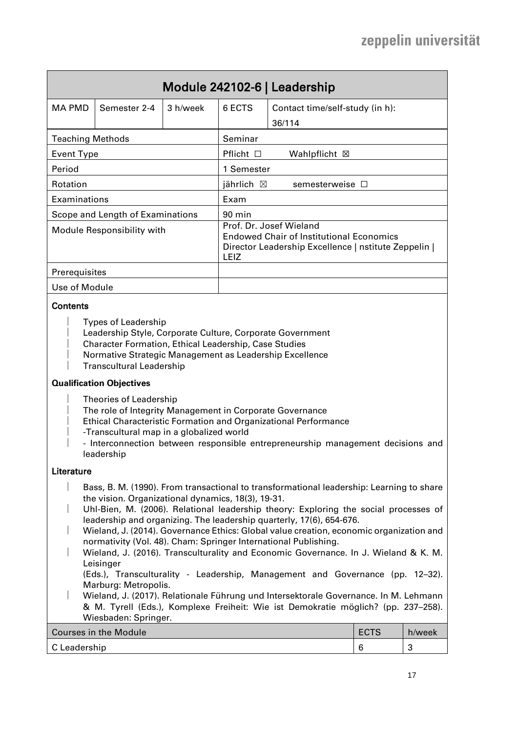| Module 242102-6 \| Leadership | | | | |
|---|---|---|---|---|
| MA PMD | Semester 2-4 | 3 h/week | 6 ECTS | Contact time/self-study (in h): 36/114 |
| Teaching Methods | | | Seminar | |
| Event Type | | | Pflicht ☐ Wahlpflicht ☒ | |
| Period | | | 1 Semester | |
| Rotation | | | jährlich ☒ semesterweise ☐ | |
| Examinations | | | Exam | |
| Scope and Length of Examinations | | | 90 min | |
| Module Responsibility with | | | Prof. Dr. Josef Wieland<br>Endowed Chair of Institutional Economics<br>Director Leadership Excellence \| nstitute Zeppelin \| LEIZ | |
| Prerequisites | | | | |
| Use of Module | | | | |

**Contents**

- Types of Leadership
- Leadership Style, Corporate Culture, Corporate Government
- Character Formation, Ethical Leadership, Case Studies
- Normative Strategic Management as Leadership Excellence
- Transcultural Leadership

**Qualification Objectives**

- Theories of Leadership
- The role of Integrity Management in Corporate Governance
- Ethical Characteristic Formation and Organizational Performance
- -Transcultural map in a globalized world
- - Interconnection between responsible entrepreneurship management decisions and leadership

**Literature**

- Bass, B. M. (1990). From transactional to transformational leadership: Learning to share the vision. Organizational dynamics, 18(3), 19-31.
- Uhl-Bien, M. (2006). Relational leadership theory: Exploring the social processes of leadership and organizing. The leadership quarterly, 17(6), 654-676.
- Wieland, J. (2014). Governance Ethics: Global value creation, economic organization and normativity (Vol. 48). Cham: Springer International Publishing.
- Wieland, J. (2016). Transculturality and Economic Governance. In J. Wieland & K. M. Leisinger (Eds.), Transculturality - Leadership, Management and Governance (pp. 12–32). Marburg: Metropolis.
- Wieland, J. (2017). Relationale Führung und Intersektorale Governance. In M. Lehmann & M. Tyrell (Eds.), Komplexe Freiheit: Wie ist Demokratie möglich? (pp. 237–258). Wiesbaden: Springer.

| Courses in the Module | ECTS | h/week |
|---|---|---|
| C Leadership | 6 | 3 |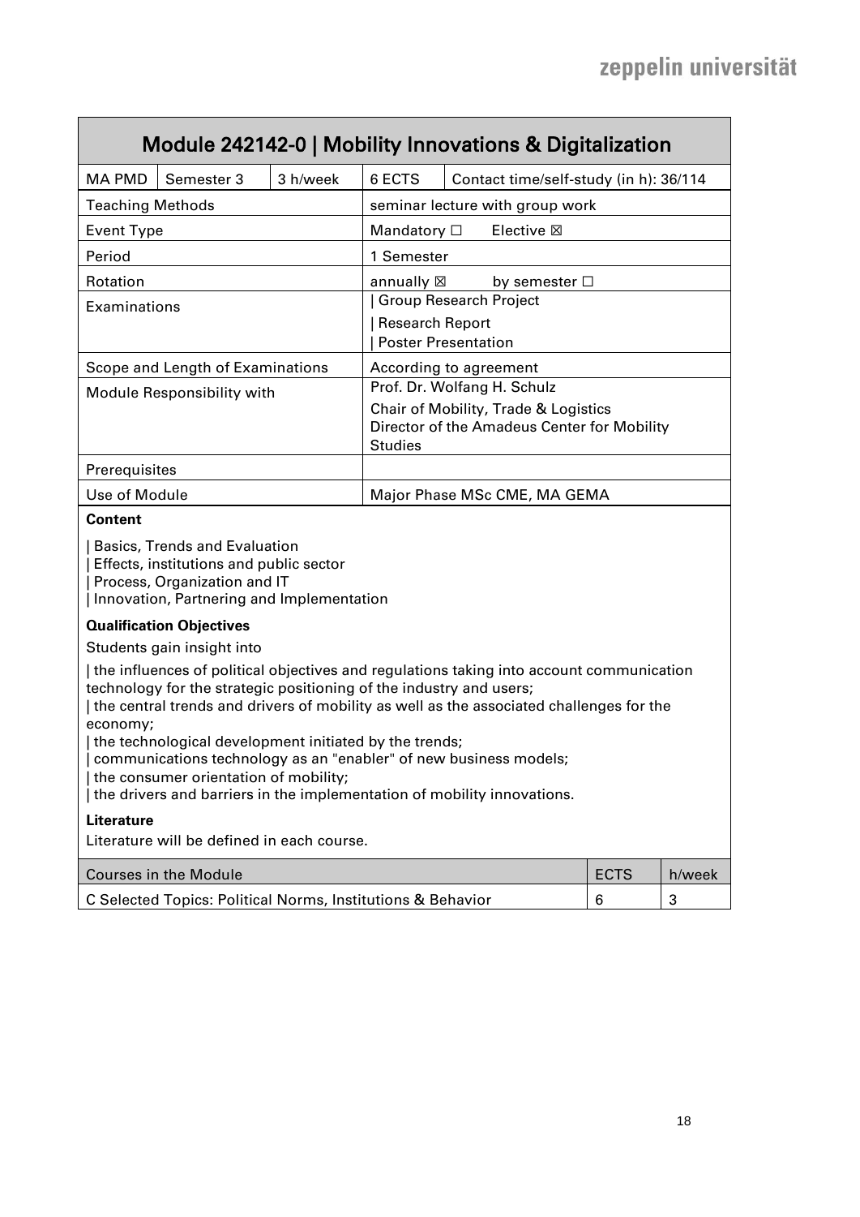## Module 242142-0 | Mobility Innovations & Digitalization

| | | | | |
|---|---|---|---|---|
| MA PMD | Semester 3 | 3 h/week | 6 ECTS | Contact time/self-study (in h): 36/114 |
| Teaching Methods | | | seminar lecture with group work | |
| Event Type | | | Mandatory ☐ Elective ☒ | |
| Period | | | 1 Semester | |
| Rotation | | | annually ☒ by semester ☐ | |
| Examinations | | | \| Group Research Project<br>\| Research Report<br>\| Poster Presentation | |
| Scope and Length of Examinations | | | According to agreement | |
| Module Responsibility with | | | Prof. Dr. Wolfang H. Schulz<br>Chair of Mobility, Trade & Logistics<br>Director of the Amadeus Center for Mobility Studies | |
| Prerequisites | | | | |
| Use of Module | | | Major Phase MSc CME, MA GEMA | |

**Content**

| Basics, Trends and Evaluation
| Effects, institutions and public sector
| Process, Organization and IT
| Innovation, Partnering and Implementation

**Qualification Objectives**

Students gain insight into

| the influences of political objectives and regulations taking into account communication technology for the strategic positioning of the industry and users;
| the central trends and drivers of mobility as well as the associated challenges for the economy;
| the technological development initiated by the trends;
| communications technology as an "enabler" of new business models;
| the consumer orientation of mobility;
| the drivers and barriers in the implementation of mobility innovations.

**Literature**

Literature will be defined in each course.

| Courses in the Module | ECTS | h/week |
|---|---|---|
| C Selected Topics: Political Norms, Institutions & Behavior | 6 | 3 |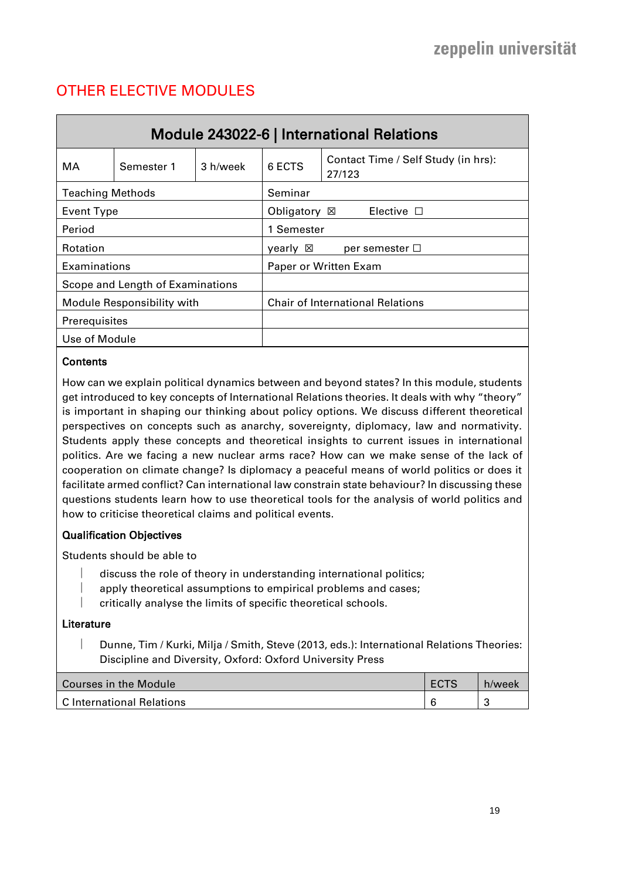# OTHER ELECTIVE MODULES

| Module 243022-6 \| International Relations | | | | |
|---|---|---|---|---|
| MA | Semester 1 | 3 h/week | 6 ECTS | Contact Time / Self Study (in hrs): 27/123 |
| Teaching Methods | | | Seminar | |
| Event Type | | | Obligatory ☒ Elective ☐ | |
| Period | | | 1 Semester | |
| Rotation | | | yearly ☒ per semester ☐ | |
| Examinations | | | Paper or Written Exam | |
| Scope and Length of Examinations | | | | |
| Module Responsibility with | | | Chair of International Relations | |
| Prerequisites | | | | |
| Use of Module | | | | |

**Contents**

How can we explain political dynamics between and beyond states? In this module, students get introduced to key concepts of International Relations theories. It deals with why "theory" is important in shaping our thinking about policy options. We discuss different theoretical perspectives on concepts such as anarchy, sovereignty, diplomacy, law and normativity. Students apply these concepts and theoretical insights to current issues in international politics. Are we facing a new nuclear arms race? How can we make sense of the lack of cooperation on climate change? Is diplomacy a peaceful means of world politics or does it facilitate armed conflict? Can international law constrain state behaviour? In discussing these questions students learn how to use theoretical tools for the analysis of world politics and how to criticise theoretical claims and political events.

**Qualification Objectives**

Students should be able to

- discuss the role of theory in understanding international politics;
- apply theoretical assumptions to empirical problems and cases;
- critically analyse the limits of specific theoretical schools.

**Literature**

- Dunne, Tim / Kurki, Milja / Smith, Steve (2013, eds.): International Relations Theories: Discipline and Diversity, Oxford: Oxford University Press

| Courses in the Module | ECTS | h/week |
|---|---|---|
| C International Relations | 6 | 3 |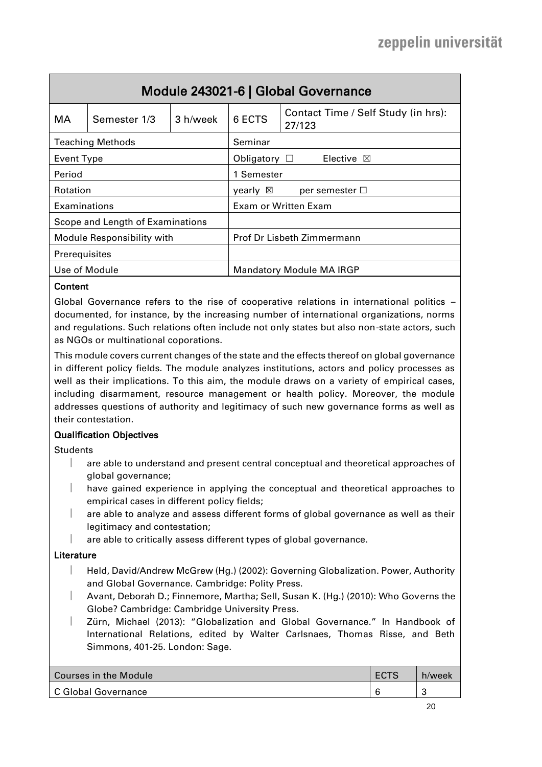# Module 243021-6 | Global Governance

| | | | | |
|---|---|---|---|---|
| MA | Semester 1/3 | 3 h/week | 6 ECTS | Contact Time / Self Study (in hrs): 27/123 |
| Teaching Methods | | | Seminar | |
| Event Type | | | Obligatory ☐ Elective ☒ | |
| Period | | | 1 Semester | |
| Rotation | | | yearly ☒ per semester ☐ | |
| Examinations | | | Exam or Written Exam | |
| Scope and Length of Examinations | | | | |
| Module Responsibility with | | | Prof Dr Lisbeth Zimmermann | |
| Prerequisites | | | | |
| Use of Module | | | Mandatory Module MA IRGP | |

**Content**

Global Governance refers to the rise of cooperative relations in international politics – documented, for instance, by the increasing number of international organizations, norms and regulations. Such relations often include not only states but also non-state actors, such as NGOs or multinational coporations.

This module covers current changes of the state and the effects thereof on global governance in different policy fields. The module analyzes institutions, actors and policy processes as well as their implications. To this aim, the module draws on a variety of empirical cases, including disarmament, resource management or health policy. Moreover, the module addresses questions of authority and legitimacy of such new governance forms as well as their contestation.

**Qualification Objectives**

Students

- are able to understand and present central conceptual and theoretical approaches of global governance;
- have gained experience in applying the conceptual and theoretical approaches to empirical cases in different policy fields;
- are able to analyze and assess different forms of global governance as well as their legitimacy and contestation;
- are able to critically assess different types of global governance.

**Literature**

- Held, David/Andrew McGrew (Hg.) (2002): Governing Globalization. Power, Authority and Global Governance. Cambridge: Polity Press.
- Avant, Deborah D.; Finnemore, Martha; Sell, Susan K. (Hg.) (2010): Who Governs the Globe? Cambridge: Cambridge University Press.
- Zürn, Michael (2013): "Globalization and Global Governance." In Handbook of International Relations, edited by Walter Carlsnaes, Thomas Risse, and Beth Simmons, 401-25. London: Sage.

| Courses in the Module | ECTS | h/week |
|---|---|---|
| C Global Governance | 6 | 3 |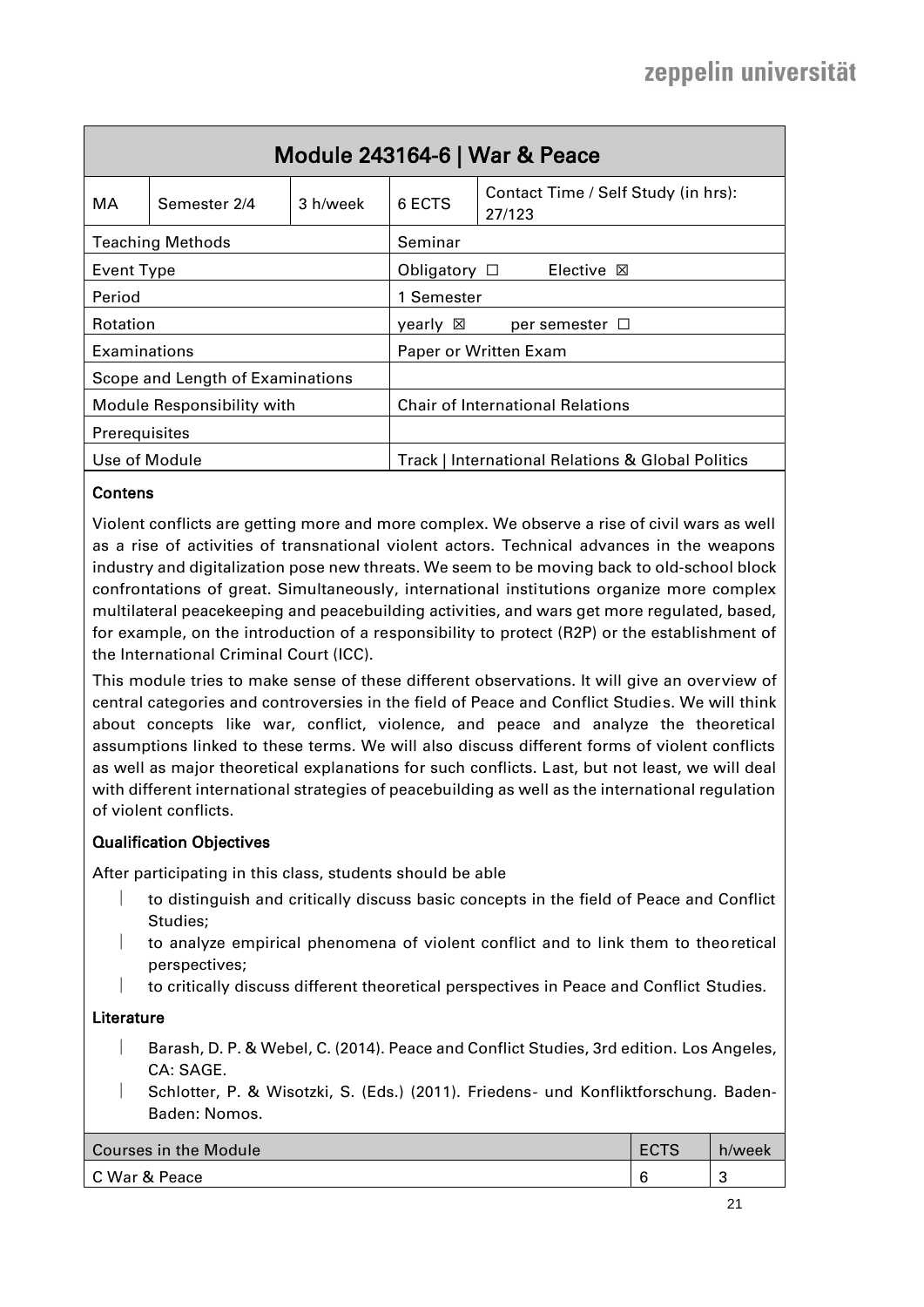# Module 243164-6 | War & Peace

| | | | | |
|---|---|---|---|---|
| MA | Semester 2/4 | 3 h/week | 6 ECTS | Contact Time / Self Study (in hrs): 27/123 |
| Teaching Methods | | | Seminar | |
| Event Type | | | Obligatory ☐ Elective ☒ | |
| Period | | | 1 Semester | |
| Rotation | | | yearly ☒ per semester ☐ | |
| Examinations | | | Paper or Written Exam | |
| Scope and Length of Examinations | | | | |
| Module Responsibility with | | | Chair of International Relations | |
| Prerequisites | | | | |
| Use of Module | | | Track \| International Relations & Global Politics | |

**Contens**

Violent conflicts are getting more and more complex. We observe a rise of civil wars as well as a rise of activities of transnational violent actors. Technical advances in the weapons industry and digitalization pose new threats. We seem to be moving back to old-school block confrontations of great. Simultaneously, international institutions organize more complex multilateral peacekeeping and peacebuilding activities, and wars get more regulated, based, for example, on the introduction of a responsibility to protect (R2P) or the establishment of the International Criminal Court (ICC).

This module tries to make sense of these different observations. It will give an overview of central categories and controversies in the field of Peace and Conflict Studies. We will think about concepts like war, conflict, violence, and peace and analyze the theoretical assumptions linked to these terms. We will also discuss different forms of violent conflicts as well as major theoretical explanations for such conflicts. Last, but not least, we will deal with different international strategies of peacebuilding as well as the international regulation of violent conflicts.

**Qualification Objectives**

After participating in this class, students should be able

- to distinguish and critically discuss basic concepts in the field of Peace and Conflict Studies;
- to analyze empirical phenomena of violent conflict and to link them to theoretical perspectives;
- to critically discuss different theoretical perspectives in Peace and Conflict Studies.

**Literature**

- Barash, D. P. & Webel, C. (2014). Peace and Conflict Studies, 3rd edition. Los Angeles, CA: SAGE.
- Schlotter, P. & Wisotzki, S. (Eds.) (2011). Friedens- und Konfliktforschung. Baden-Baden: Nomos.

| Courses in the Module | ECTS | h/week |
|---|---|---|
| C War & Peace | 6 | 3 |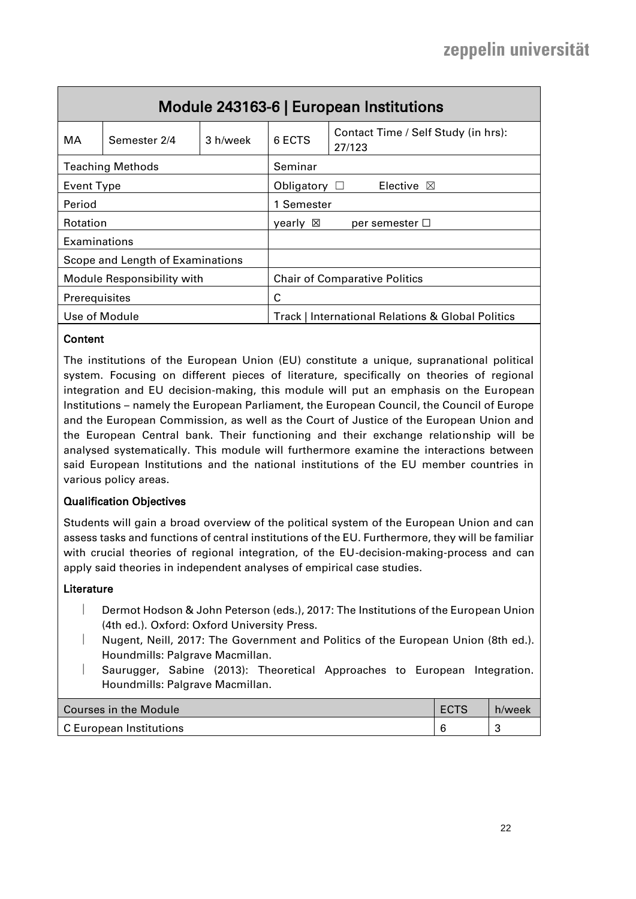## Module 243163-6 | European Institutions

| | | | | |
|---|---|---|---|---|
| MA | Semester 2/4 | 3 h/week | 6 ECTS | Contact Time / Self Study (in hrs): 27/123 |
| Teaching Methods | | | Seminar | |
| Event Type | | | Obligatory ☐ Elective ☒ | |
| Period | | | 1 Semester | |
| Rotation | | | yearly ☒ per semester ☐ | |
| Examinations | | | | |
| Scope and Length of Examinations | | | | |
| Module Responsibility with | | | Chair of Comparative Politics | |
| Prerequisites | | | C | |
| Use of Module | | | Track \| International Relations & Global Politics | |

**Content**

The institutions of the European Union (EU) constitute a unique, supranational political system. Focusing on different pieces of literature, specifically on theories of regional integration and EU decision-making, this module will put an emphasis on the European Institutions – namely the European Parliament, the European Council, the Council of Europe and the European Commission, as well as the Court of Justice of the European Union and the European Central bank. Their functioning and their exchange relationship will be analysed systematically. This module will furthermore examine the interactions between said European Institutions and the national institutions of the EU member countries in various policy areas.

**Qualification Objectives**

Students will gain a broad overview of the political system of the European Union and can assess tasks and functions of central institutions of the EU. Furthermore, they will be familiar with crucial theories of regional integration, of the EU-decision-making-process and can apply said theories in independent analyses of empirical case studies.

**Literature**

- Dermot Hodson & John Peterson (eds.), 2017: The Institutions of the European Union (4th ed.). Oxford: Oxford University Press.
- Nugent, Neill, 2017: The Government and Politics of the European Union (8th ed.). Houndmills: Palgrave Macmillan.
- Saurugger, Sabine (2013): Theoretical Approaches to European Integration. Houndmills: Palgrave Macmillan.

| Courses in the Module | ECTS | h/week |
|---|---|---|
| C European Institutions | 6 | 3 |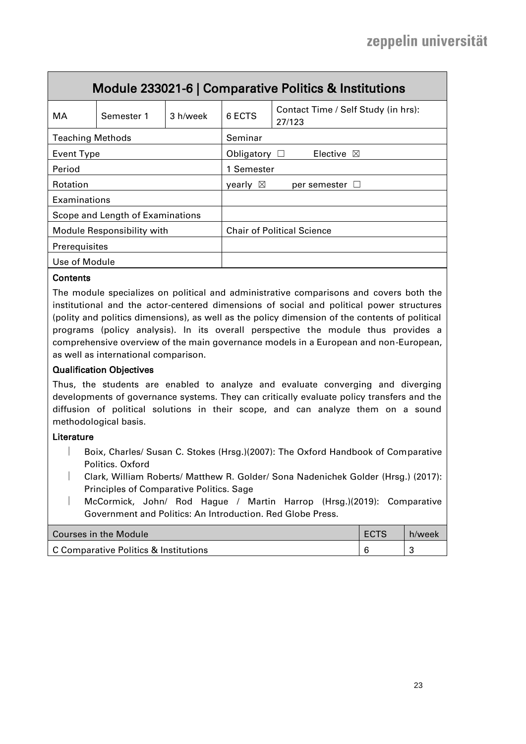## Module 233021-6 | Comparative Politics & Institutions

| | | | | |
|---|---|---|---|---|
| MA | Semester 1 | 3 h/week | 6 ECTS | Contact Time / Self Study (in hrs): 27/123 |
| Teaching Methods | | | Seminar | |
| Event Type | | | Obligatory ☐ Elective ☒ | |
| Period | | | 1 Semester | |
| Rotation | | | yearly ☒ per semester ☐ | |
| Examinations | | | | |
| Scope and Length of Examinations | | | | |
| Module Responsibility with | | | Chair of Political Science | |
| Prerequisites | | | | |
| Use of Module | | | | |

**Contents**

The module specializes on political and administrative comparisons and covers both the institutional and the actor-centered dimensions of social and political power structures (polity and politics dimensions), as well as the policy dimension of the contents of political programs (policy analysis). In its overall perspective the module thus provides a comprehensive overview of the main governance models in a European and non-European, as well as international comparison.

**Qualification Objectives**

Thus, the students are enabled to analyze and evaluate converging and diverging developments of governance systems. They can critically evaluate policy transfers and the diffusion of political solutions in their scope, and can analyze them on a sound methodological basis.

**Literature**

- Boix, Charles/ Susan C. Stokes (Hrsg.)(2007): The Oxford Handbook of Comparative Politics. Oxford
- Clark, William Roberts/ Matthew R. Golder/ Sona Nadenichek Golder (Hrsg.) (2017): Principles of Comparative Politics. Sage
- McCormick, John/ Rod Hague / Martin Harrop (Hrsg.)(2019): Comparative Government and Politics: An Introduction. Red Globe Press.

| Courses in the Module | ECTS | h/week |
|---|---|---|
| C Comparative Politics & Institutions | 6 | 3 |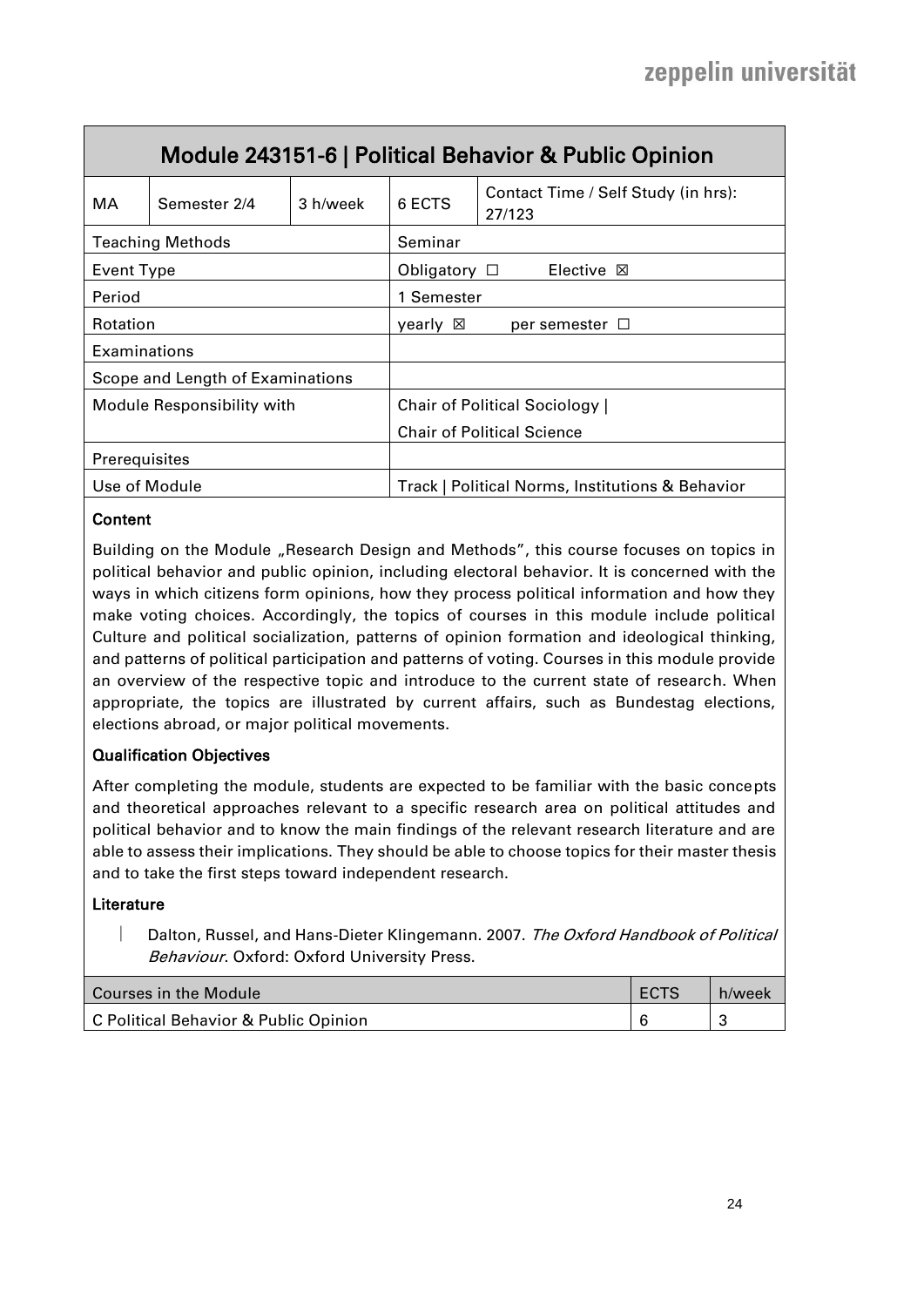## Module 243151-6 | Political Behavior & Public Opinion

| | | | | |
|---|---|---|---|---|
| MA | Semester 2/4 | 3 h/week | 6 ECTS | Contact Time / Self Study (in hrs): 27/123 |
| Teaching Methods | | | Seminar | |
| Event Type | | | Obligatory ☐ Elective ☒ | |
| Period | | | 1 Semester | |
| Rotation | | | yearly ☒ per semester ☐ | |
| Examinations | | | | |
| Scope and Length of Examinations | | | | |
| Module Responsibility with | | | Chair of Political Sociology \| Chair of Political Science | |
| Prerequisites | | | | |
| Use of Module | | | Track \| Political Norms, Institutions & Behavior | |

**Content**

Building on the Module „Research Design and Methods", this course focuses on topics in political behavior and public opinion, including electoral behavior. It is concerned with the ways in which citizens form opinions, how they process political information and how they make voting choices. Accordingly, the topics of courses in this module include political Culture and political socialization, patterns of opinion formation and ideological thinking, and patterns of political participation and patterns of voting. Courses in this module provide an overview of the respective topic and introduce to the current state of research. When appropriate, the topics are illustrated by current affairs, such as Bundestag elections, elections abroad, or major political movements.

**Qualification Objectives**

After completing the module, students are expected to be familiar with the basic concepts and theoretical approaches relevant to a specific research area on political attitudes and political behavior and to know the main findings of the relevant research literature and are able to assess their implications. They should be able to choose topics for their master thesis and to take the first steps toward independent research.

**Literature**

- Dalton, Russel, and Hans-Dieter Klingemann. 2007. *The Oxford Handbook of Political Behaviour*. Oxford: Oxford University Press.

| Courses in the Module | ECTS | h/week |
|---|---|---|
| C Political Behavior & Public Opinion | 6 | 3 |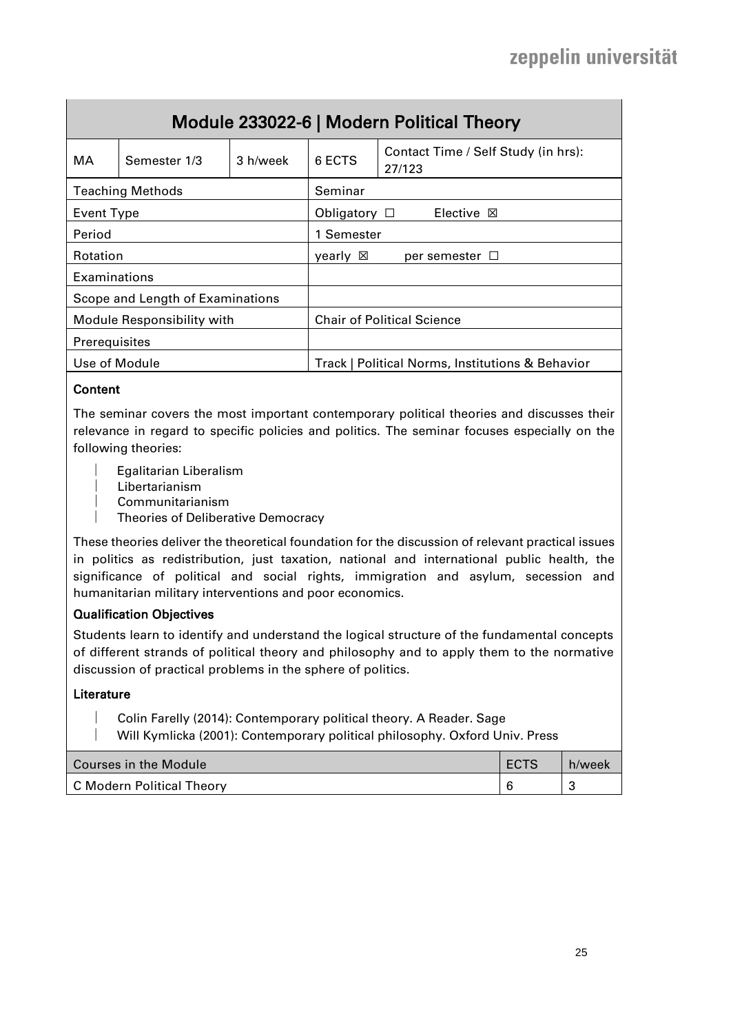# Module 233022-6 | Modern Political Theory

| MA | Semester 1/3 | 3 h/week | 6 ECTS | Contact Time / Self Study (in hrs): 27/123 |
|---|---|---|---|---|

| | |
|---|---|
| Teaching Methods | Seminar |
| Event Type | Obligatory ☐ Elective ☒ |
| Period | 1 Semester |
| Rotation | yearly ☒ per semester ☐ |
| Examinations | |
| Scope and Length of Examinations | |
| Module Responsibility with | Chair of Political Science |
| Prerequisites | |
| Use of Module | Track \| Political Norms, Institutions & Behavior |

**Content**

The seminar covers the most important contemporary political theories and discusses their relevance in regard to specific policies and politics. The seminar focuses especially on the following theories:

- Egalitarian Liberalism
- Libertarianism
- Communitarianism
- Theories of Deliberative Democracy

These theories deliver the theoretical foundation for the discussion of relevant practical issues in politics as redistribution, just taxation, national and international public health, the significance of political and social rights, immigration and asylum, secession and humanitarian military interventions and poor economics.

**Qualification Objectives**

Students learn to identify and understand the logical structure of the fundamental concepts of different strands of political theory and philosophy and to apply them to the normative discussion of practical problems in the sphere of politics.

**Literature**

- Colin Farelly (2014): Contemporary political theory. A Reader. Sage
- Will Kymlicka (2001): Contemporary political philosophy. Oxford Univ. Press

| Courses in the Module | ECTS | h/week |
|---|---|---|
| C Modern Political Theory | 6 | 3 |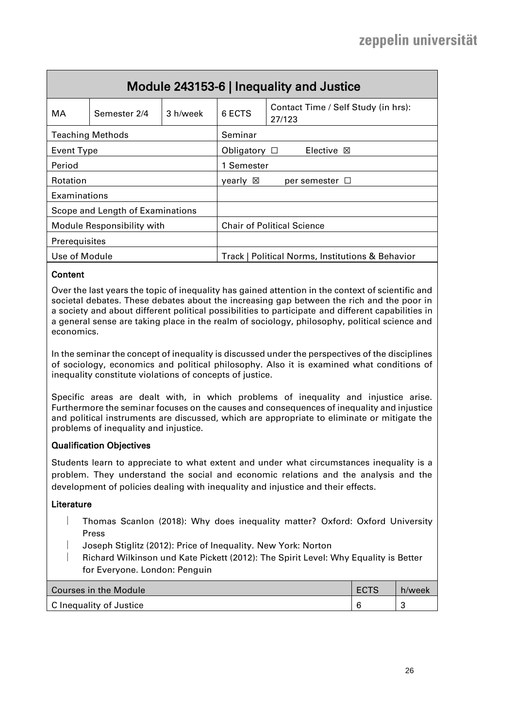## Module 243153-6 | Inequality and Justice

| | | | | |
|---|---|---|---|---|
| MA | Semester 2/4 | 3 h/week | 6 ECTS | Contact Time / Self Study (in hrs): 27/123 |
| Teaching Methods | | | Seminar | |
| Event Type | | | Obligatory ☐ Elective ☒ | |
| Period | | | 1 Semester | |
| Rotation | | | yearly ☒ per semester ☐ | |
| Examinations | | | | |
| Scope and Length of Examinations | | | | |
| Module Responsibility with | | | Chair of Political Science | |
| Prerequisites | | | | |
| Use of Module | | | Track \| Political Norms, Institutions & Behavior | |

### Content

Over the last years the topic of inequality has gained attention in the context of scientific and societal debates. These debates about the increasing gap between the rich and the poor in a society and about different political possibilities to participate and different capabilities in a general sense are taking place in the realm of sociology, philosophy, political science and economics.

In the seminar the concept of inequality is discussed under the perspectives of the disciplines of sociology, economics and political philosophy. Also it is examined what conditions of inequality constitute violations of concepts of justice.

Specific areas are dealt with, in which problems of inequality and injustice arise. Furthermore the seminar focuses on the causes and consequences of inequality and injustice and political instruments are discussed, which are appropriate to eliminate or mitigate the problems of inequality and injustice.

### Qualification Objectives

Students learn to appreciate to what extent and under what circumstances inequality is a problem. They understand the social and economic relations and the analysis and the development of policies dealing with inequality and injustice and their effects.

### Literature

- Thomas Scanlon (2018): Why does inequality matter? Oxford: Oxford University Press
- Joseph Stiglitz (2012): Price of Inequality. New York: Norton
- Richard Wilkinson und Kate Pickett (2012): The Spirit Level: Why Equality is Better for Everyone. London: Penguin

| Courses in the Module | ECTS | h/week |
|---|---|---|
| C Inequality of Justice | 6 | 3 |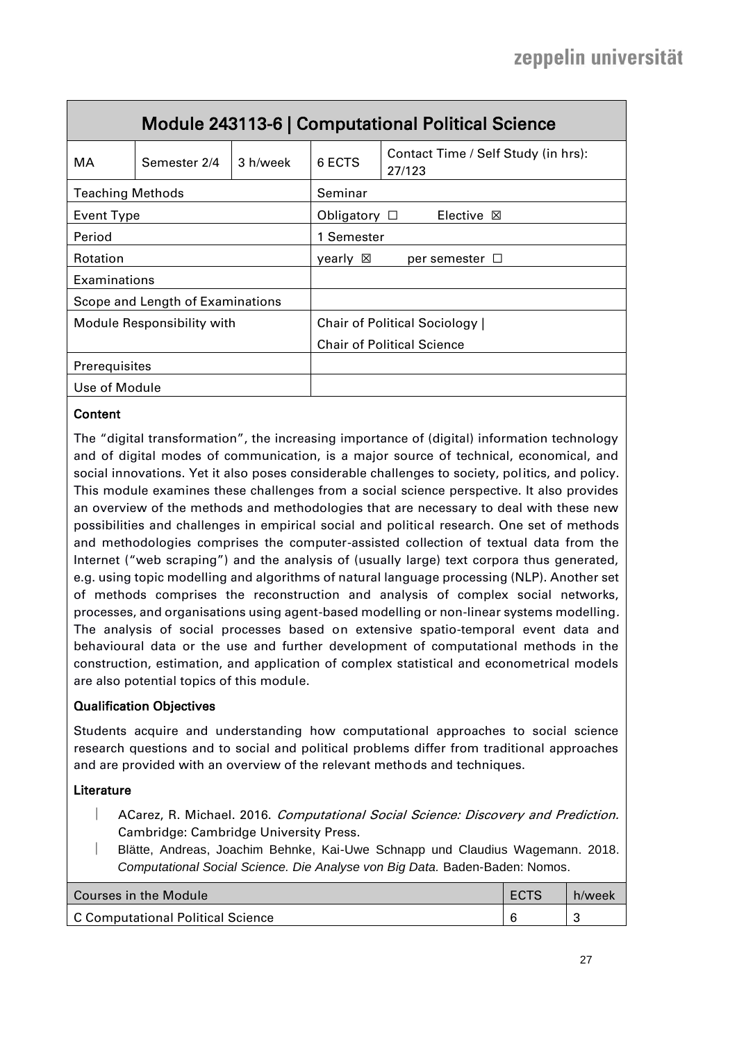# Module 243113-6 | Computational Political Science

| MA | Semester 2/4 | 3 h/week | 6 ECTS | Contact Time / Self Study (in hrs): 27/123 |
|---|---|---|---|---|
| Teaching Methods | | | Seminar | |
| Event Type | | | Obligatory ☐ Elective ☒ | |
| Period | | | 1 Semester | |
| Rotation | | | yearly ☒ per semester ☐ | |
| Examinations | | | | |
| Scope and Length of Examinations | | | | |
| Module Responsibility with | | | Chair of Political Sociology \| Chair of Political Science | |
| Prerequisites | | | | |
| Use of Module | | | | |

### Content

The "digital transformation", the increasing importance of (digital) information technology and of digital modes of communication, is a major source of technical, economical, and social innovations. Yet it also poses considerable challenges to society, politics, and policy. This module examines these challenges from a social science perspective. It also provides an overview of the methods and methodologies that are necessary to deal with these new possibilities and challenges in empirical social and political research. One set of methods and methodologies comprises the computer-assisted collection of textual data from the Internet ("web scraping") and the analysis of (usually large) text corpora thus generated, e.g. using topic modelling and algorithms of natural language processing (NLP). Another set of methods comprises the reconstruction and analysis of complex social networks, processes, and organisations using agent-based modelling or non-linear systems modelling. The analysis of social processes based on extensive spatio-temporal event data and behavioural data or the use and further development of computational methods in the construction, estimation, and application of complex statistical and econometrical models are also potential topics of this module.

### Qualification Objectives

Students acquire and understanding how computational approaches to social science research questions and to social and political problems differ from traditional approaches and are provided with an overview of the relevant methods and techniques.

### Literature

- ACarez, R. Michael. 2016. *Computational Social Science: Discovery and Prediction.* Cambridge: Cambridge University Press.
- Blätte, Andreas, Joachim Behnke, Kai-Uwe Schnapp und Claudius Wagemann. 2018. *Computational Social Science. Die Analyse von Big Data.* Baden-Baden: Nomos.

| Courses in the Module | ECTS | h/week |
|---|---|---|
| C Computational Political Science | 6 | 3 |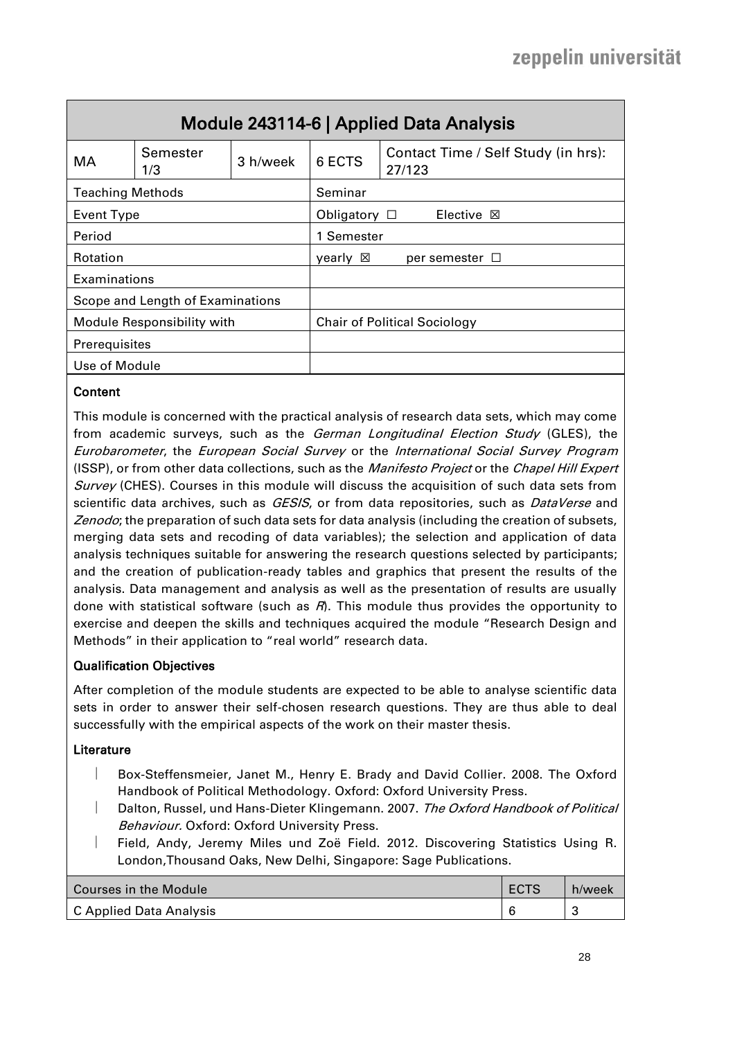# Module 243114-6 | Applied Data Analysis

| | | | | |
|---|---|---|---|---|
| MA | Semester 1/3 | 3 h/week | 6 ECTS | Contact Time / Self Study (in hrs): 27/123 |
| Teaching Methods | | | Seminar | |
| Event Type | | | Obligatory ☐ Elective ☒ | |
| Period | | | 1 Semester | |
| Rotation | | | yearly ☒ per semester ☐ | |
| Examinations | | | | |
| Scope and Length of Examinations | | | | |
| Module Responsibility with | | | Chair of Political Sociology | |
| Prerequisites | | | | |
| Use of Module | | | | |

**Content**

This module is concerned with the practical analysis of research data sets, which may come from academic surveys, such as the *German Longitudinal Election Study* (GLES), the *Eurobarometer*, the *European Social Survey* or the *International Social Survey Program* (ISSP), or from other data collections, such as the *Manifesto Project* or the *Chapel Hill Expert Survey* (CHES). Courses in this module will discuss the acquisition of such data sets from scientific data archives, such as *GESIS*, or from data repositories, such as *DataVerse* and *Zenodo*; the preparation of such data sets for data analysis (including the creation of subsets, merging data sets and recoding of data variables); the selection and application of data analysis techniques suitable for answering the research questions selected by participants; and the creation of publication-ready tables and graphics that present the results of the analysis. Data management and analysis as well as the presentation of results are usually done with statistical software (such as *R*). This module thus provides the opportunity to exercise and deepen the skills and techniques acquired the module "Research Design and Methods" in their application to "real world" research data.

**Qualification Objectives**

After completion of the module students are expected to be able to analyse scientific data sets in order to answer their self-chosen research questions. They are thus able to deal successfully with the empirical aspects of the work on their master thesis.

**Literature**

- Box-Steffensmeier, Janet M., Henry E. Brady and David Collier. 2008. The Oxford Handbook of Political Methodology. Oxford: Oxford University Press.
- Dalton, Russel, und Hans-Dieter Klingemann. 2007. *The Oxford Handbook of Political Behaviour.* Oxford: Oxford University Press.
- Field, Andy, Jeremy Miles und Zoë Field. 2012. Discovering Statistics Using R. London,Thousand Oaks, New Delhi, Singapore: Sage Publications.

| Courses in the Module | ECTS | h/week |
|---|---|---|
| C Applied Data Analysis | 6 | 3 |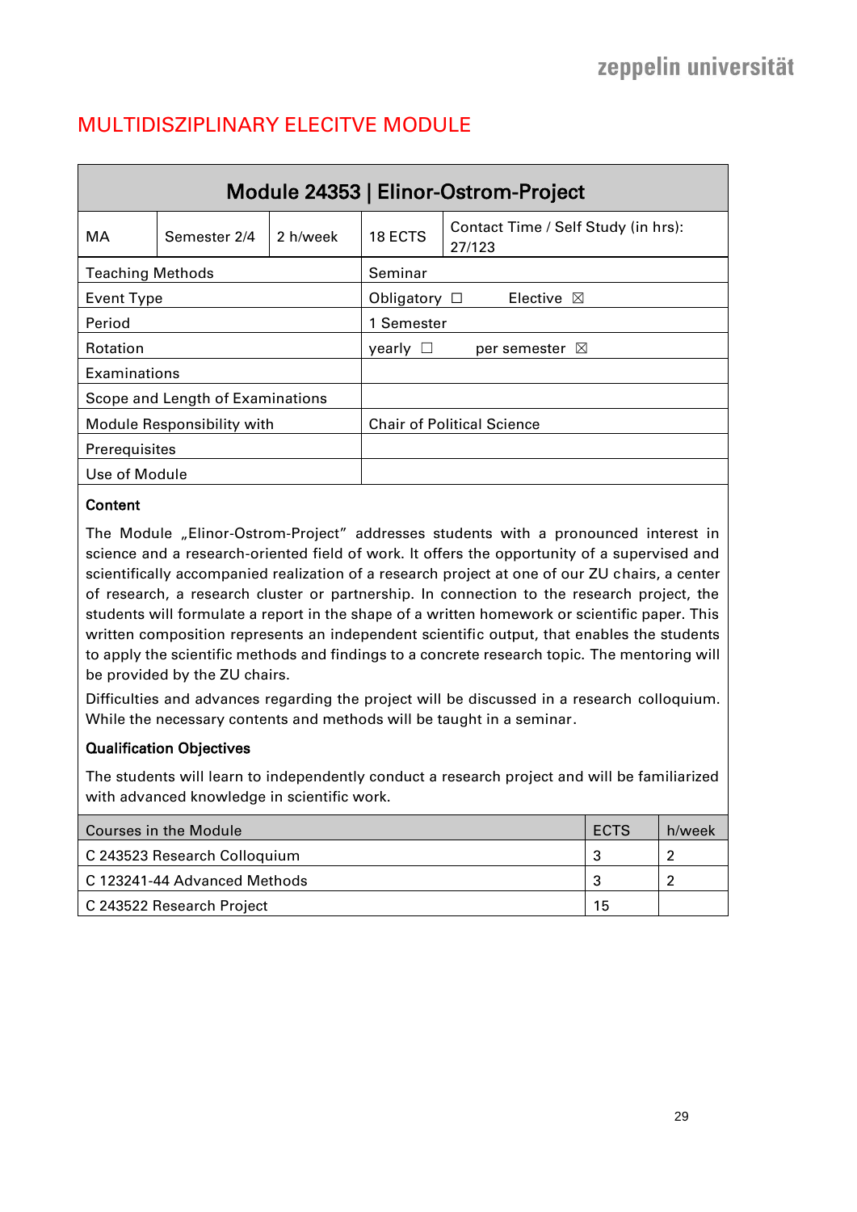# MULTIDISZIPLINARY ELECITVE MODULE

| Module 24353 \| Elinor-Ostrom-Project | | | | |
|---|---|---|---|---|
| MA | Semester 2/4 | 2 h/week | 18 ECTS | Contact Time / Self Study (in hrs): 27/123 |
| Teaching Methods | | | Seminar | |
| Event Type | | | Obligatory ☐ Elective ☒ | |
| Period | | | 1 Semester | |
| Rotation | | | yearly ☐ per semester ☒ | |
| Examinations | | | | |
| Scope and Length of Examinations | | | | |
| Module Responsibility with | | | Chair of Political Science | |
| Prerequisites | | | | |
| Use of Module | | | | |

**Content**

The Module „Elinor-Ostrom-Project" addresses students with a pronounced interest in science and a research-oriented field of work. It offers the opportunity of a supervised and scientifically accompanied realization of a research project at one of our ZU chairs, a center of research, a research cluster or partnership. In connection to the research project, the students will formulate a report in the shape of a written homework or scientific paper. This written composition represents an independent scientific output, that enables the students to apply the scientific methods and findings to a concrete research topic. The mentoring will be provided by the ZU chairs.

Difficulties and advances regarding the project will be discussed in a research colloquium. While the necessary contents and methods will be taught in a seminar.

**Qualification Objectives**

The students will learn to independently conduct a research project and will be familiarized with advanced knowledge in scientific work.

| Courses in the Module | ECTS | h/week |
|---|---|---|
| C 243523 Research Colloquium | 3 | 2 |
| C 123241-44 Advanced Methods | 3 | 2 |
| C 243522 Research Project | 15 | |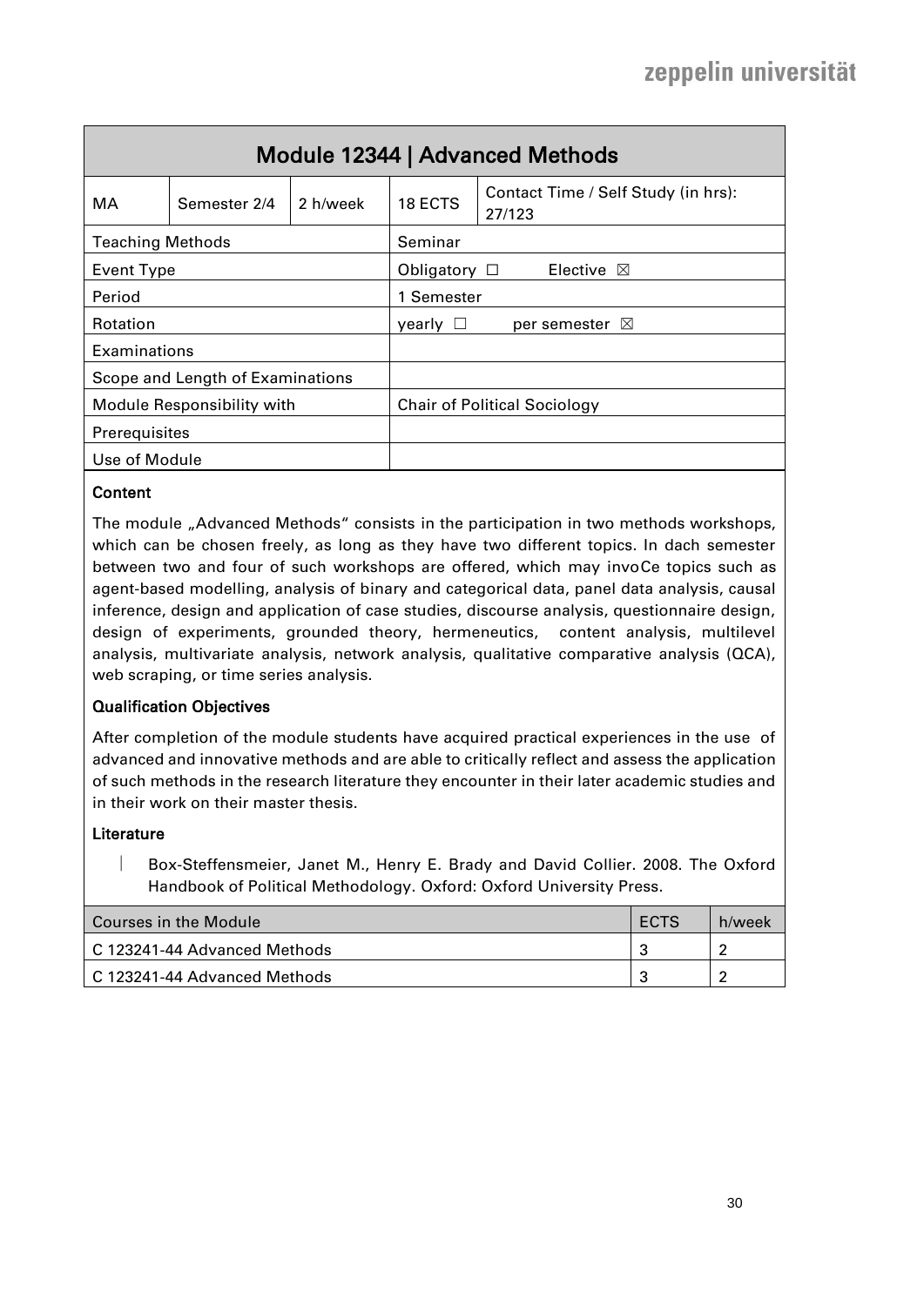# Module 12344 | Advanced Methods

| | | | | |
|---|---|---|---|---|
| MA | Semester 2/4 | 2 h/week | 18 ECTS | Contact Time / Self Study (in hrs): 27/123 |
| Teaching Methods | | | Seminar | |
| Event Type | | | Obligatory ☐ Elective ☒ | |
| Period | | | 1 Semester | |
| Rotation | | | yearly ☐ per semester ☒ | |
| Examinations | | | | |
| Scope and Length of Examinations | | | | |
| Module Responsibility with | | | Chair of Political Sociology | |
| Prerequisites | | | | |
| Use of Module | | | | |

**Content**

The module „Advanced Methods" consists in the participation in two methods workshops, which can be chosen freely, as long as they have two different topics. In dach semester between two and four of such workshops are offered, which may invoCe topics such as agent-based modelling, analysis of binary and categorical data, panel data analysis, causal inference, design and application of case studies, discourse analysis, questionnaire design, design of experiments, grounded theory, hermeneutics, content analysis, multilevel analysis, multivariate analysis, network analysis, qualitative comparative analysis (QCA), web scraping, or time series analysis.

**Qualification Objectives**

After completion of the module students have acquired practical experiences in the use of advanced and innovative methods and are able to critically reflect and assess the application of such methods in the research literature they encounter in their later academic studies and in their work on their master thesis.

**Literature**

- Box-Steffensmeier, Janet M., Henry E. Brady and David Collier. 2008. The Oxford Handbook of Political Methodology. Oxford: Oxford University Press.

| Courses in the Module | ECTS | h/week |
|---|---|---|
| C 123241-44 Advanced Methods | 3 | 2 |
| C 123241-44 Advanced Methods | 3 | 2 |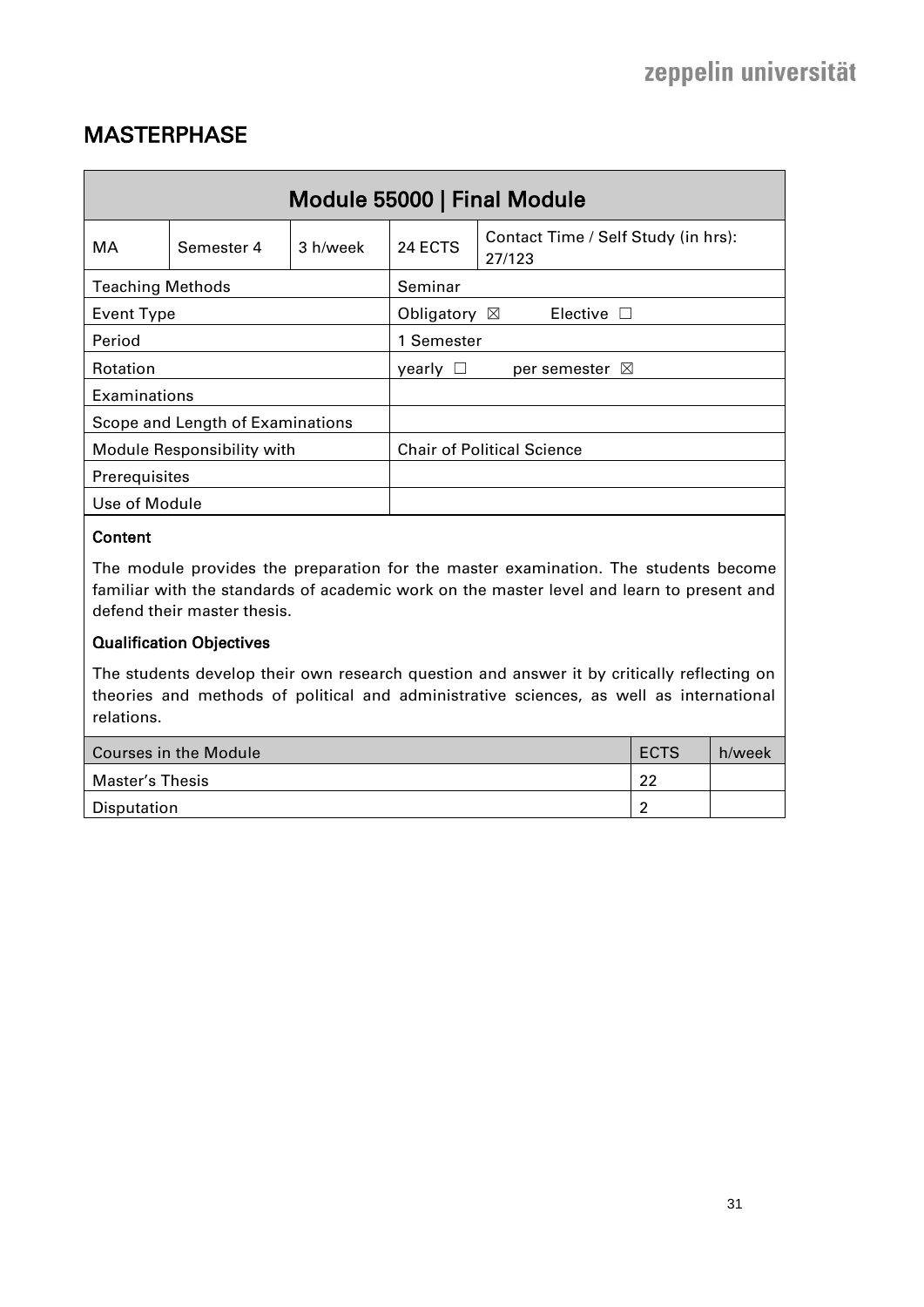## MASTERPHASE

| Module 55000 \| Final Module | | | | |
|---|---|---|---|---|
| MA | Semester 4 | 3 h/week | 24 ECTS | Contact Time / Self Study (in hrs): 27/123 |
| Teaching Methods | | | Seminar | |
| Event Type | | | Obligatory ☒ Elective ☐ | |
| Period | | | 1 Semester | |
| Rotation | | | yearly ☐ per semester ☒ | |
| Examinations | | | | |
| Scope and Length of Examinations | | | | |
| Module Responsibility with | | | Chair of Political Science | |
| Prerequisites | | | | |
| Use of Module | | | | |

**Content**

The module provides the preparation for the master examination. The students become familiar with the standards of academic work on the master level and learn to present and defend their master thesis.

**Qualification Objectives**

The students develop their own research question and answer it by critically reflecting on theories and methods of political and administrative sciences, as well as international relations.

| Courses in the Module | ECTS | h/week |
|---|---|---|
| Master's Thesis | 22 | |
| Disputation | 2 | |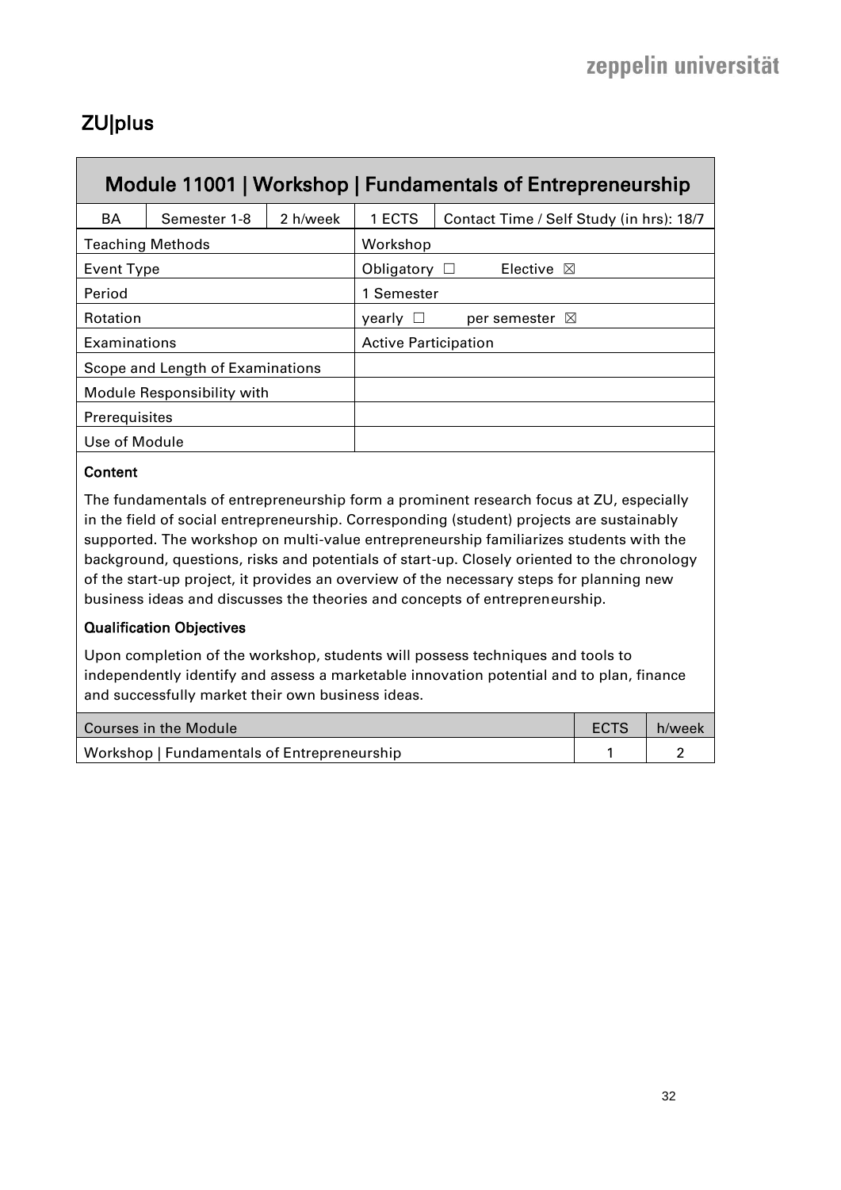## ZU|plus

| Module 11001 \| Workshop \| Fundamentals of Entrepreneurship | | | | |
|---|---|---|---|---|
| BA | Semester 1-8 | 2 h/week | 1 ECTS | Contact Time / Self Study (in hrs): 18/7 |
| Teaching Methods | | | Workshop | |
| Event Type | | | Obligatory ☐ Elective ☒ | |
| Period | | | 1 Semester | |
| Rotation | | | yearly ☐ per semester ☒ | |
| Examinations | | | Active Participation | |
| Scope and Length of Examinations | | | | |
| Module Responsibility with | | | | |
| Prerequisites | | | | |
| Use of Module | | | | |

**Content**

The fundamentals of entrepreneurship form a prominent research focus at ZU, especially in the field of social entrepreneurship. Corresponding (student) projects are sustainably supported. The workshop on multi-value entrepreneurship familiarizes students with the background, questions, risks and potentials of start-up. Closely oriented to the chronology of the start-up project, it provides an overview of the necessary steps for planning new business ideas and discusses the theories and concepts of entrepreneurship.

**Qualification Objectives**

Upon completion of the workshop, students will possess techniques and tools to independently identify and assess a marketable innovation potential and to plan, finance and successfully market their own business ideas.

| Courses in the Module | ECTS | h/week |
|---|---|---|
| Workshop \| Fundamentals of Entrepreneurship | 1 | 2 |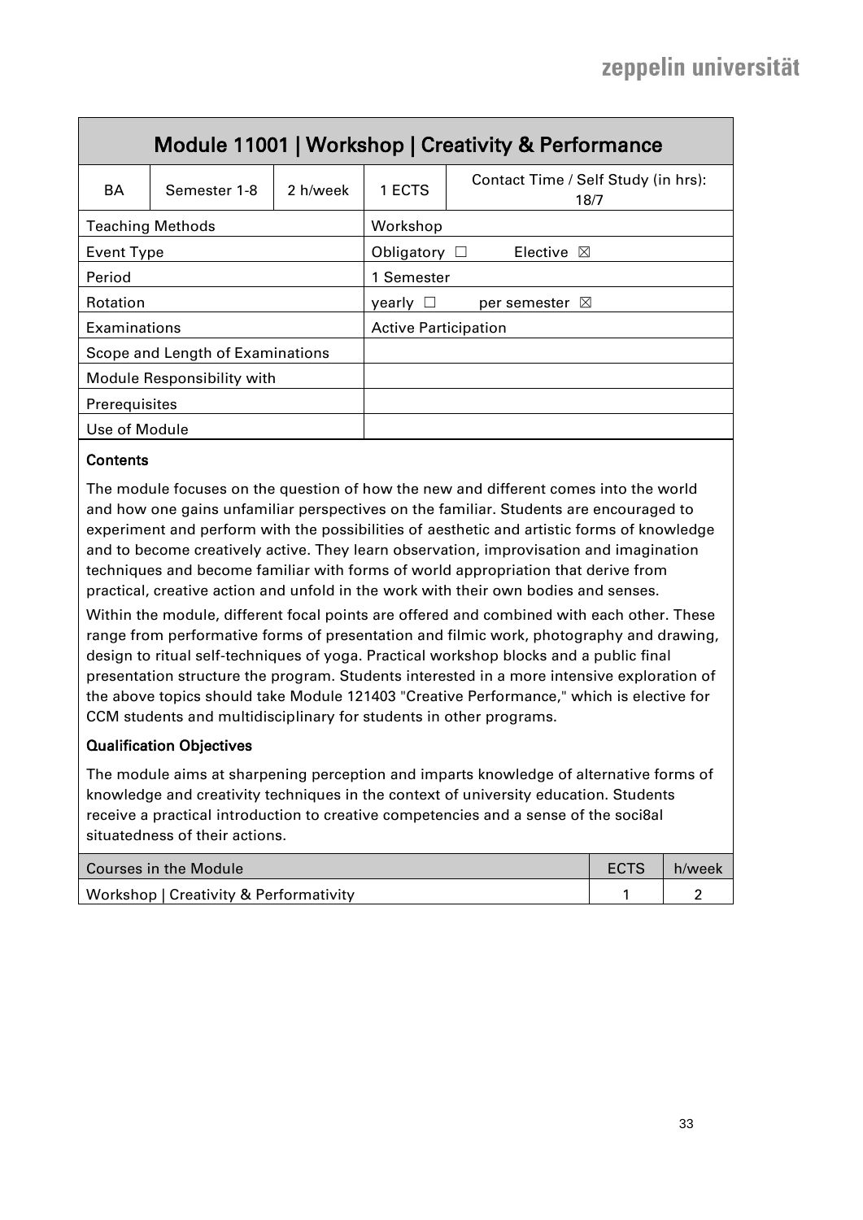# Module 11001 | Workshop | Creativity & Performance

| BA | Semester 1-8 | 2 h/week | 1 ECTS | Contact Time / Self Study (in hrs): 18/7 |
|---|---|---|---|---|
| Teaching Methods | | | Workshop | |
| Event Type | | | Obligatory ☐ Elective ☒ | |
| Period | | | 1 Semester | |
| Rotation | | | yearly ☐ per semester ☒ | |
| Examinations | | | Active Participation | |
| Scope and Length of Examinations | | | | |
| Module Responsibility with | | | | |
| Prerequisites | | | | |
| Use of Module | | | | |

**Contents**

The module focuses on the question of how the new and different comes into the world and how one gains unfamiliar perspectives on the familiar. Students are encouraged to experiment and perform with the possibilities of aesthetic and artistic forms of knowledge and to become creatively active. They learn observation, improvisation and imagination techniques and become familiar with forms of world appropriation that derive from practical, creative action and unfold in the work with their own bodies and senses.

Within the module, different focal points are offered and combined with each other. These range from performative forms of presentation and filmic work, photography and drawing, design to ritual self-techniques of yoga. Practical workshop blocks and a public final presentation structure the program. Students interested in a more intensive exploration of the above topics should take Module 121403 "Creative Performance," which is elective for CCM students and multidisciplinary for students in other programs.

**Qualification Objectives**

The module aims at sharpening perception and imparts knowledge of alternative forms of knowledge and creativity techniques in the context of university education. Students receive a practical introduction to creative competencies and a sense of the soci8al situatedness of their actions.

| Courses in the Module | ECTS | h/week |
|---|---|---|
| Workshop \| Creativity & Performativity | 1 | 2 |